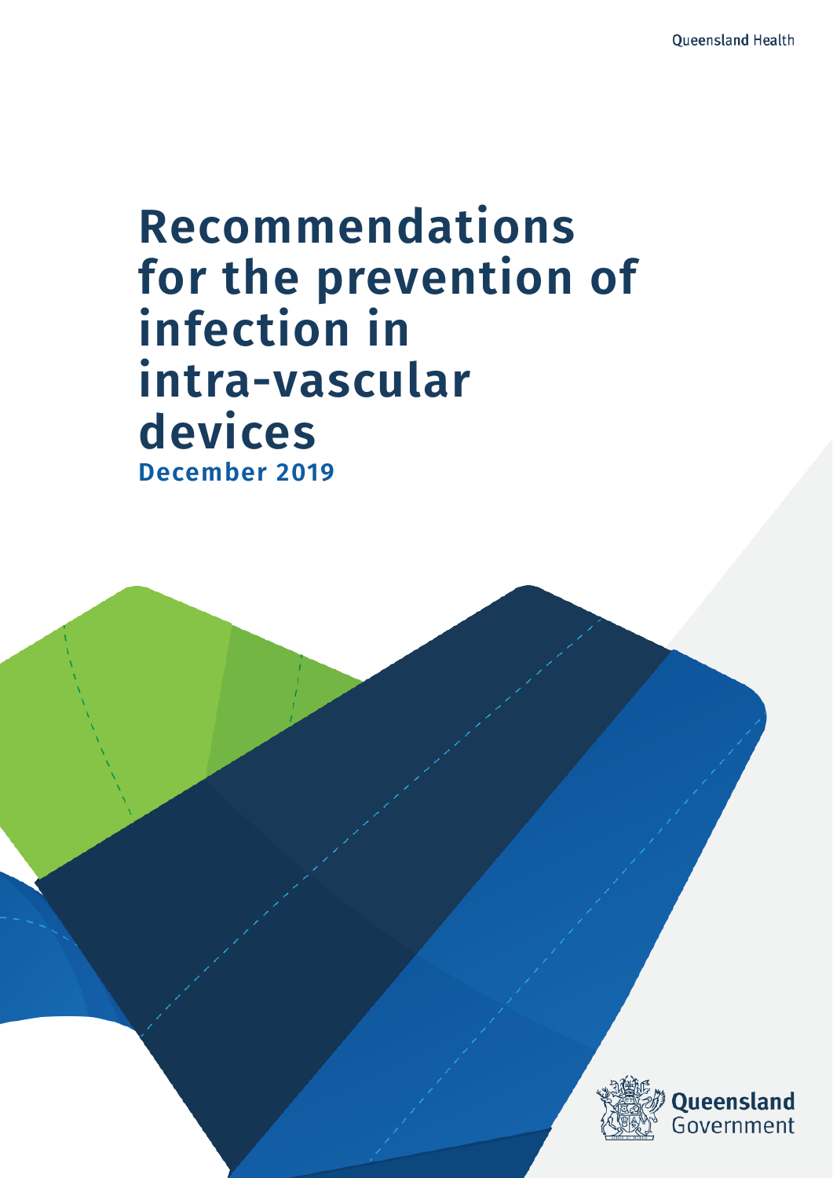Queensland Health

# Recommendations for the prevention of infection in intra-vascular devices

**December 2019**

Queensland Government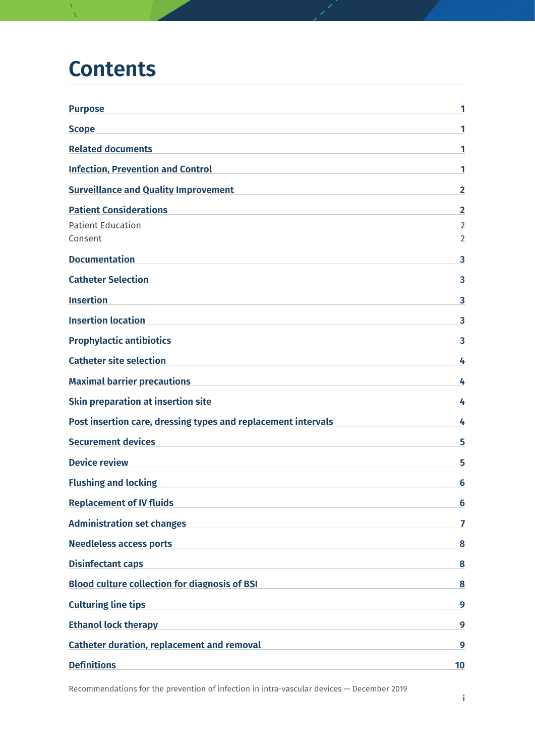# Contents

| | |
|---|---|
| **Purpose** | **1** |
| **Scope** | **1** |
| **Related documents** | **1** |
| **Infection, Prevention and Control** | **1** |
| **Surveillance and Quality Improvement** | **2** |
| **Patient Considerations** | **2** |
| Patient Education | 2 |
| Consent | 2 |
| **Documentation** | **3** |
| **Catheter Selection** | **3** |
| **Insertion** | **3** |
| **Insertion location** | **3** |
| **Prophylactic antibiotics** | **3** |
| **Catheter site selection** | **4** |
| **Maximal barrier precautions** | **4** |
| **Skin preparation at insertion site** | **4** |
| **Post insertion care, dressing types and replacement intervals** | **4** |
| **Securement devices** | **5** |
| **Device review** | **5** |
| **Flushing and locking** | **6** |
| **Replacement of IV fluids** | **6** |
| **Administration set changes** | **7** |
| **Needleless access ports** | **8** |
| **Disinfectant caps** | **8** |
| **Blood culture collection for diagnosis of BSI** | **8** |
| **Culturing line tips** | **9** |
| **Ethanol lock therapy** | **9** |
| **Catheter duration, replacement and removal** | **9** |
| **Definitions** | **10** |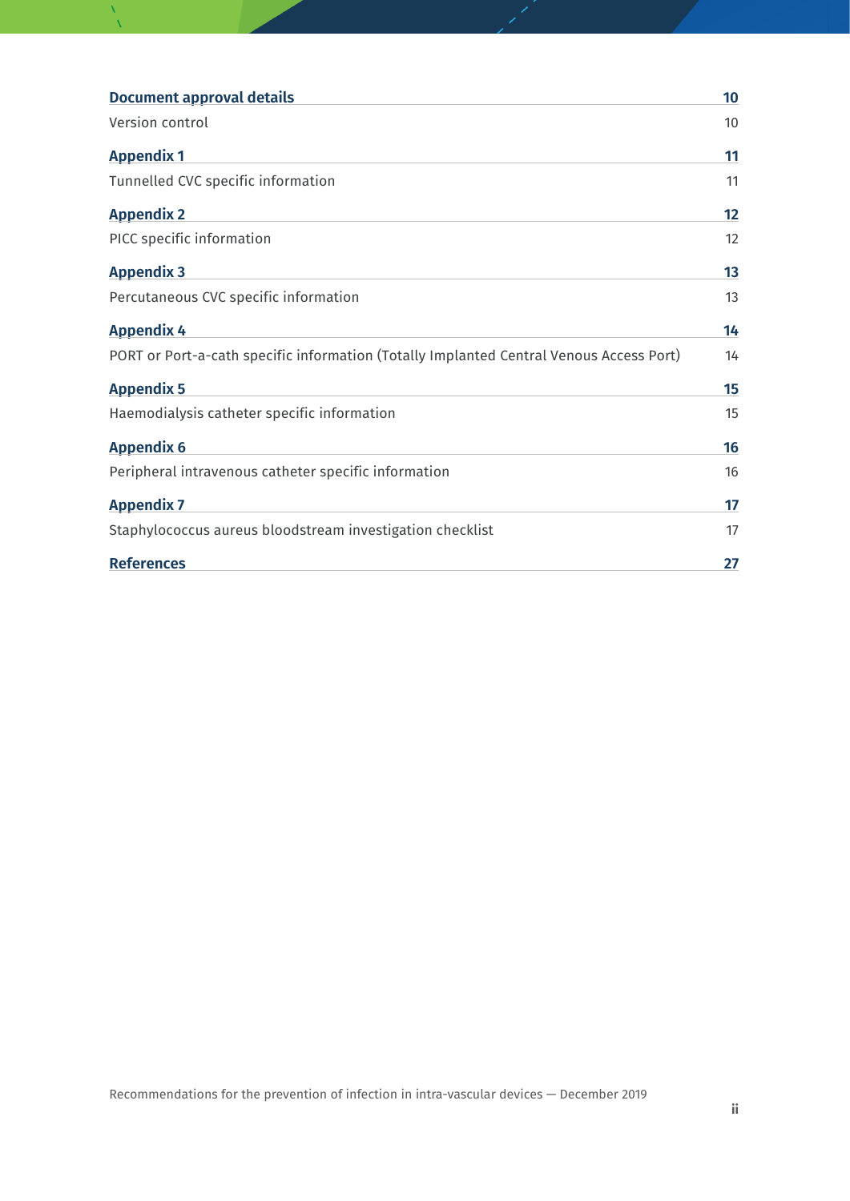**Document approval details** 10

Version control 10

**Appendix 1** 11

Tunnelled CVC specific information 11

**Appendix 2** 12

PICC specific information 12

**Appendix 3** 13

Percutaneous CVC specific information 13

**Appendix 4** 14

PORT or Port-a-cath specific information (Totally Implanted Central Venous Access Port) 14

**Appendix 5** 15

Haemodialysis catheter specific information 15

**Appendix 6** 16

Peripheral intravenous catheter specific information 16

**Appendix 7** 17

Staphylococcus aureus bloodstream investigation checklist 17

**References** 27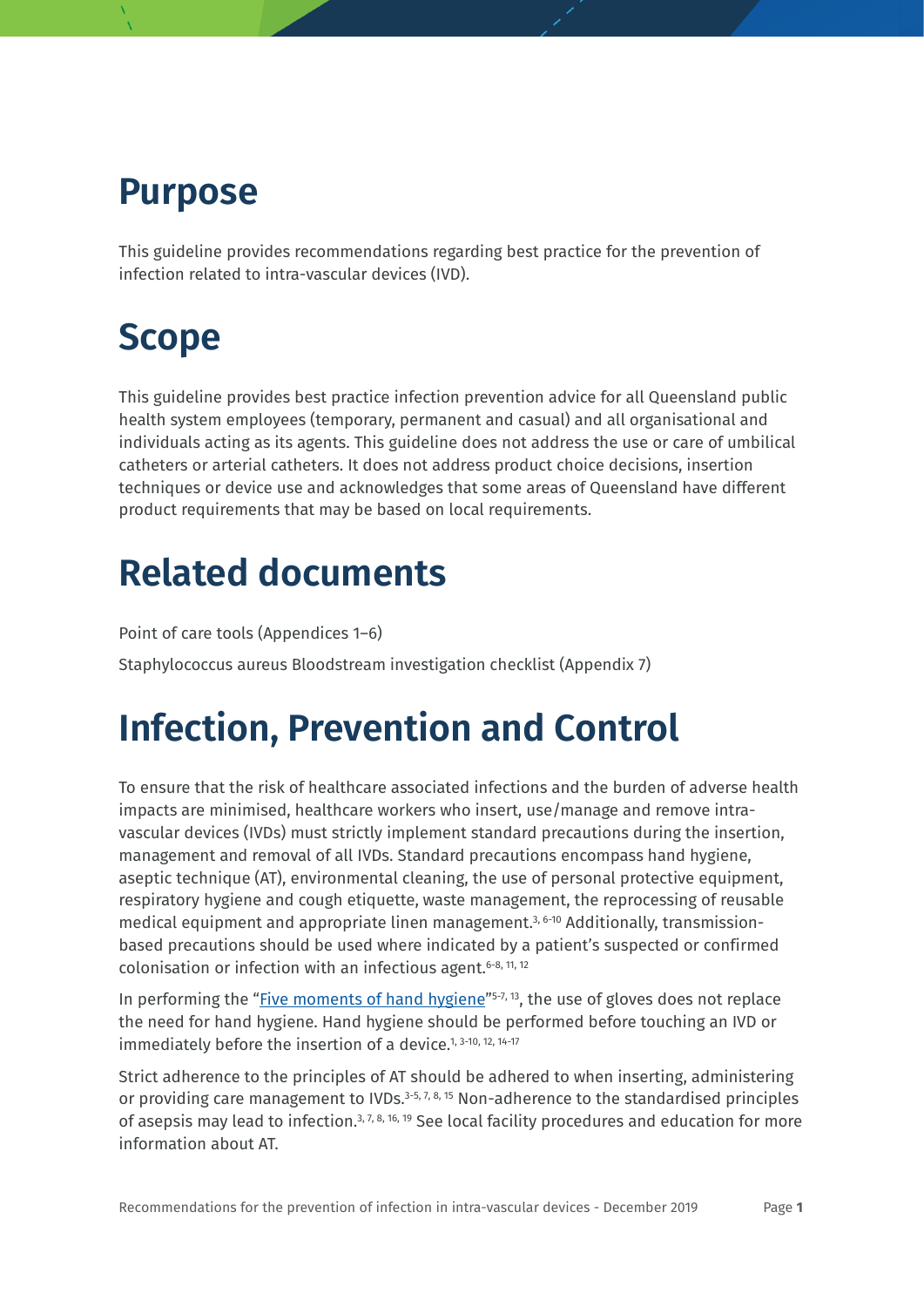# Purpose

This guideline provides recommendations regarding best practice for the prevention of infection related to intra-vascular devices (IVD).

# Scope

This guideline provides best practice infection prevention advice for all Queensland public health system employees (temporary, permanent and casual) and all organisational and individuals acting as its agents. This guideline does not address the use or care of umbilical catheters or arterial catheters. It does not address product choice decisions, insertion techniques or device use and acknowledges that some areas of Queensland have different product requirements that may be based on local requirements.

# Related documents

Point of care tools (Appendices 1–6)

Staphylococcus aureus Bloodstream investigation checklist (Appendix 7)

# Infection, Prevention and Control

To ensure that the risk of healthcare associated infections and the burden of adverse health impacts are minimised, healthcare workers who insert, use/manage and remove intra-vascular devices (IVDs) must strictly implement standard precautions during the insertion, management and removal of all IVDs. Standard precautions encompass hand hygiene, aseptic technique (AT), environmental cleaning, the use of personal protective equipment, respiratory hygiene and cough etiquette, waste management, the reprocessing of reusable medical equipment and appropriate linen management.[3, 6-10] Additionally, transmission-based precautions should be used where indicated by a patient's suspected or confirmed colonisation or infection with an infectious agent.[6-8, 11, 12]

In performing the "Five moments of hand hygiene"[5-7, 13], the use of gloves does not replace the need for hand hygiene. Hand hygiene should be performed before touching an IVD or immediately before the insertion of a device.[1, 3-10, 12, 14-17]

Strict adherence to the principles of AT should be adhered to when inserting, administering or providing care management to IVDs.[3-5, 7, 8, 15] Non-adherence to the standardised principles of asepsis may lead to infection.[3, 7, 8, 16, 19] See local facility procedures and education for more information about AT.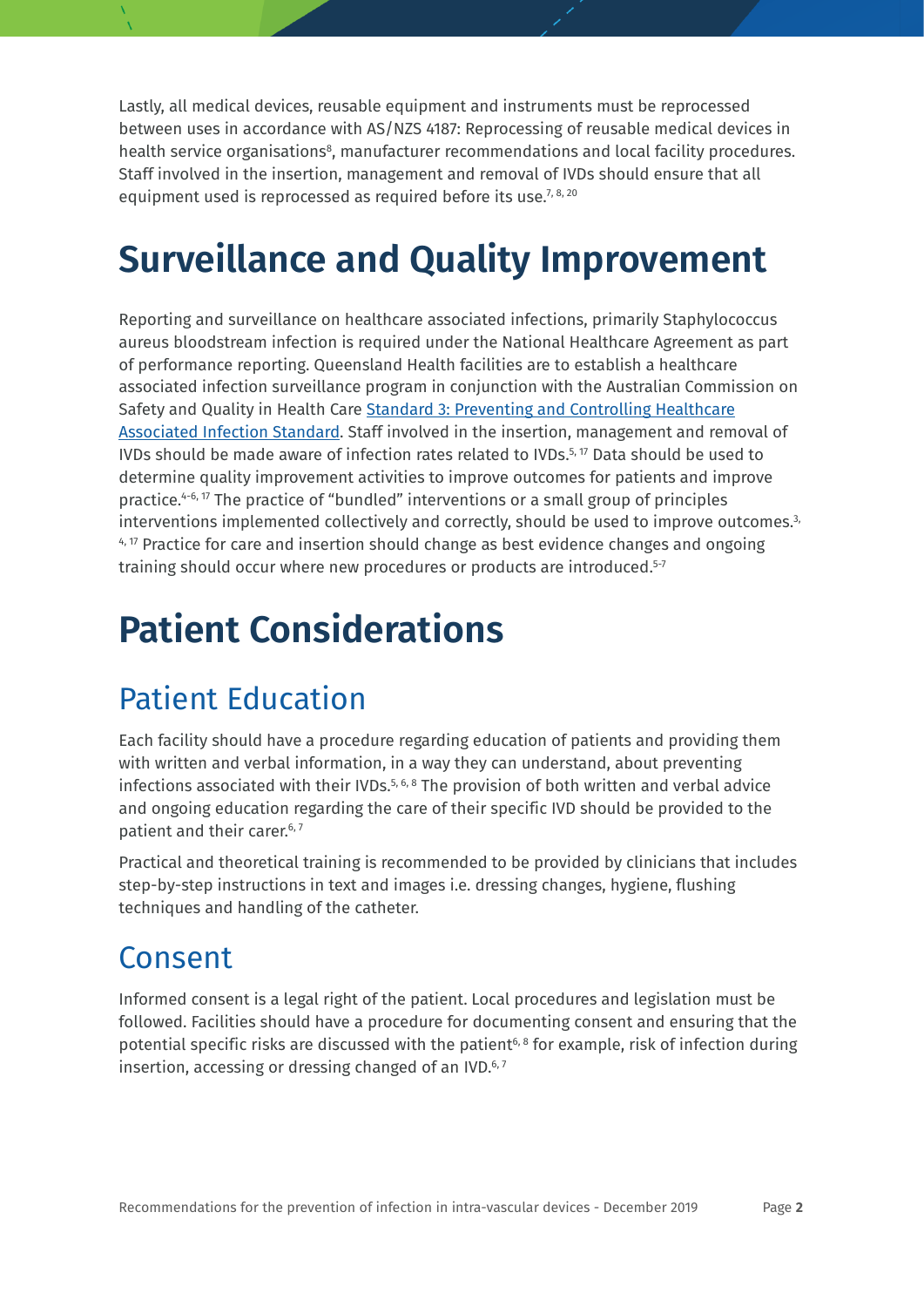Lastly, all medical devices, reusable equipment and instruments must be reprocessed between uses in accordance with AS/NZS 4187: Reprocessing of reusable medical devices in health service organisations[8], manufacturer recommendations and local facility procedures. Staff involved in the insertion, management and removal of IVDs should ensure that all equipment used is reprocessed as required before its use.[7, 8, 20]

# Surveillance and Quality Improvement

Reporting and surveillance on healthcare associated infections, primarily Staphylococcus aureus bloodstream infection is required under the National Healthcare Agreement as part of performance reporting. Queensland Health facilities are to establish a healthcare associated infection surveillance program in conjunction with the Australian Commission on Safety and Quality in Health Care [Standard 3: Preventing and Controlling Healthcare Associated Infection Standard](). Staff involved in the insertion, management and removal of IVDs should be made aware of infection rates related to IVDs.[5, 17] Data should be used to determine quality improvement activities to improve outcomes for patients and improve practice.[4-6, 17] The practice of "bundled" interventions or a small group of principles interventions implemented collectively and correctly, should be used to improve outcomes.[3, 4, 17] Practice for care and insertion should change as best evidence changes and ongoing training should occur where new procedures or products are introduced.[5-7]

# Patient Considerations

## Patient Education

Each facility should have a procedure regarding education of patients and providing them with written and verbal information, in a way they can understand, about preventing infections associated with their IVDs.[5, 6, 8] The provision of both written and verbal advice and ongoing education regarding the care of their specific IVD should be provided to the patient and their carer.[6, 7]

Practical and theoretical training is recommended to be provided by clinicians that includes step-by-step instructions in text and images i.e. dressing changes, hygiene, flushing techniques and handling of the catheter.

## Consent

Informed consent is a legal right of the patient. Local procedures and legislation must be followed. Facilities should have a procedure for documenting consent and ensuring that the potential specific risks are discussed with the patient[6, 8] for example, risk of infection during insertion, accessing or dressing changed of an IVD.[6, 7]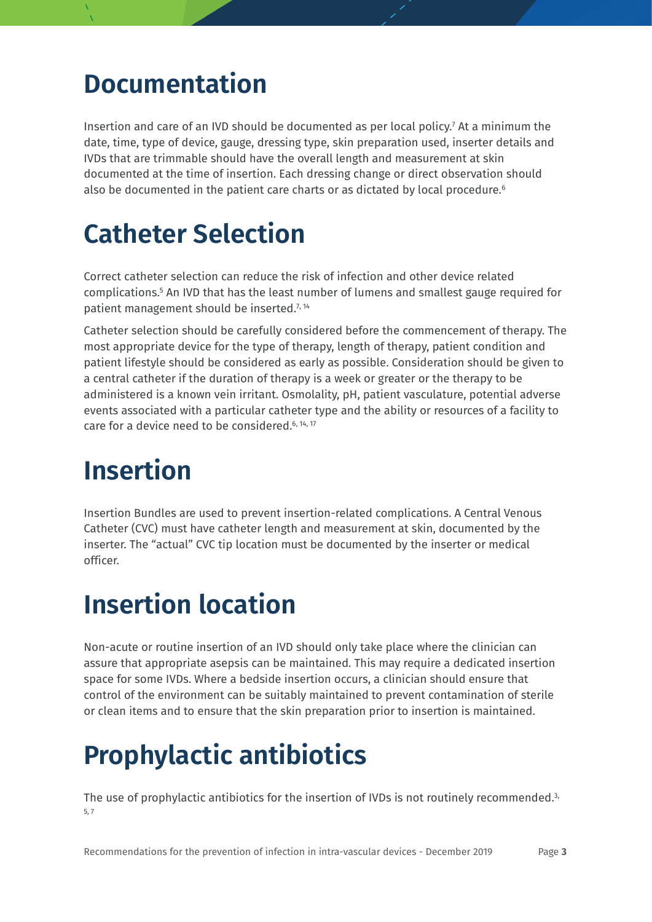# Documentation

Insertion and care of an IVD should be documented as per local policy.[7] At a minimum the date, time, type of device, gauge, dressing type, skin preparation used, inserter details and IVDs that are trimmable should have the overall length and measurement at skin documented at the time of insertion. Each dressing change or direct observation should also be documented in the patient care charts or as dictated by local procedure.[6]

# Catheter Selection

Correct catheter selection can reduce the risk of infection and other device related complications.[5] An IVD that has the least number of lumens and smallest gauge required for patient management should be inserted.[7, 14]

Catheter selection should be carefully considered before the commencement of therapy. The most appropriate device for the type of therapy, length of therapy, patient condition and patient lifestyle should be considered as early as possible. Consideration should be given to a central catheter if the duration of therapy is a week or greater or the therapy to be administered is a known vein irritant. Osmolality, pH, patient vasculature, potential adverse events associated with a particular catheter type and the ability or resources of a facility to care for a device need to be considered.[6, 14, 17]

# Insertion

Insertion Bundles are used to prevent insertion-related complications. A Central Venous Catheter (CVC) must have catheter length and measurement at skin, documented by the inserter. The "actual" CVC tip location must be documented by the inserter or medical officer.

# Insertion location

Non-acute or routine insertion of an IVD should only take place where the clinician can assure that appropriate asepsis can be maintained. This may require a dedicated insertion space for some IVDs. Where a bedside insertion occurs, a clinician should ensure that control of the environment can be suitably maintained to prevent contamination of sterile or clean items and to ensure that the skin preparation prior to insertion is maintained.

# Prophylactic antibiotics

The use of prophylactic antibiotics for the insertion of IVDs is not routinely recommended.[3, 5, 7]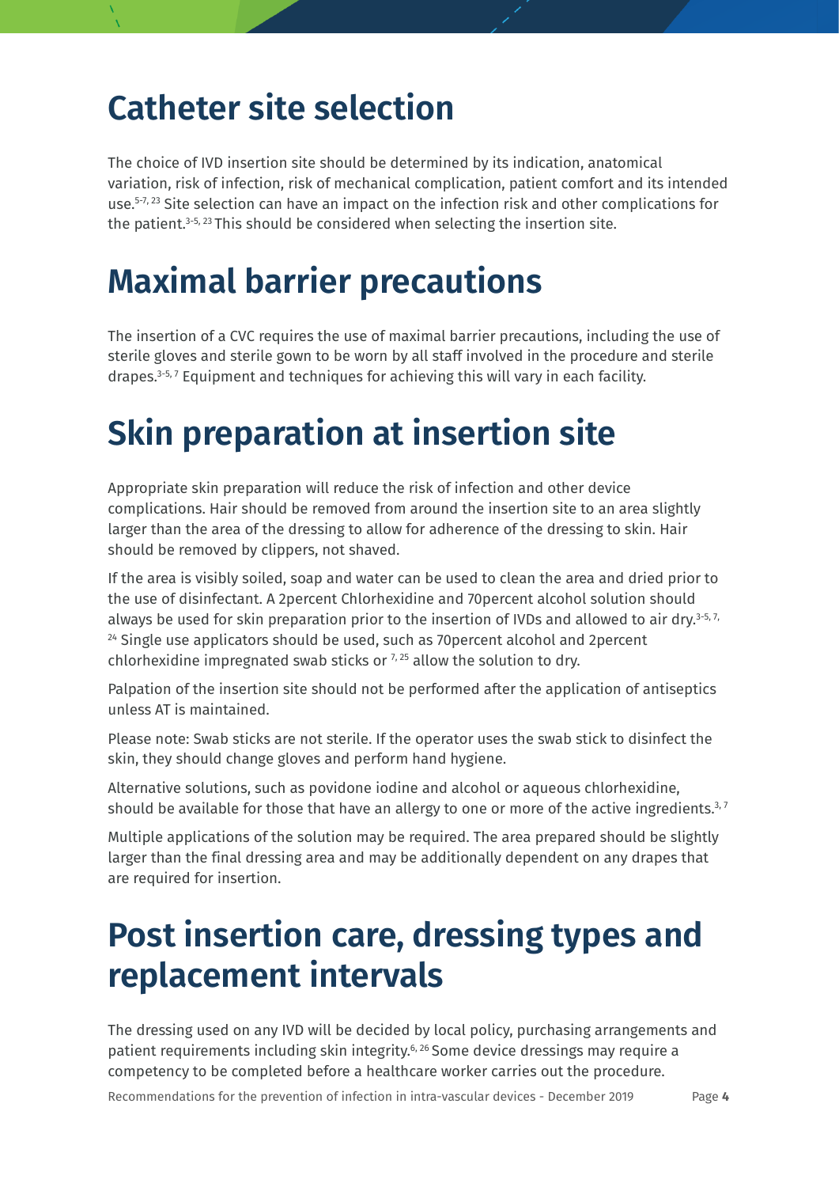# Catheter site selection

The choice of IVD insertion site should be determined by its indication, anatomical variation, risk of infection, risk of mechanical complication, patient comfort and its intended use.[5-7, 23] Site selection can have an impact on the infection risk and other complications for the patient.[3-5, 23] This should be considered when selecting the insertion site.

# Maximal barrier precautions

The insertion of a CVC requires the use of maximal barrier precautions, including the use of sterile gloves and sterile gown to be worn by all staff involved in the procedure and sterile drapes.[3-5, 7] Equipment and techniques for achieving this will vary in each facility.

# Skin preparation at insertion site

Appropriate skin preparation will reduce the risk of infection and other device complications. Hair should be removed from around the insertion site to an area slightly larger than the area of the dressing to allow for adherence of the dressing to skin. Hair should be removed by clippers, not shaved.

If the area is visibly soiled, soap and water can be used to clean the area and dried prior to the use of disinfectant. A 2percent Chlorhexidine and 70percent alcohol solution should always be used for skin preparation prior to the insertion of IVDs and allowed to air dry.[3-5, 7, 24] Single use applicators should be used, such as 70percent alcohol and 2percent chlorhexidine impregnated swab sticks or [7, 25] allow the solution to dry.

Palpation of the insertion site should not be performed after the application of antiseptics unless AT is maintained.

Please note: Swab sticks are not sterile. If the operator uses the swab stick to disinfect the skin, they should change gloves and perform hand hygiene.

Alternative solutions, such as povidone iodine and alcohol or aqueous chlorhexidine, should be available for those that have an allergy to one or more of the active ingredients.[3, 7]

Multiple applications of the solution may be required. The area prepared should be slightly larger than the final dressing area and may be additionally dependent on any drapes that are required for insertion.

# Post insertion care, dressing types and replacement intervals

The dressing used on any IVD will be decided by local policy, purchasing arrangements and patient requirements including skin integrity.[6, 26] Some device dressings may require a competency to be completed before a healthcare worker carries out the procedure.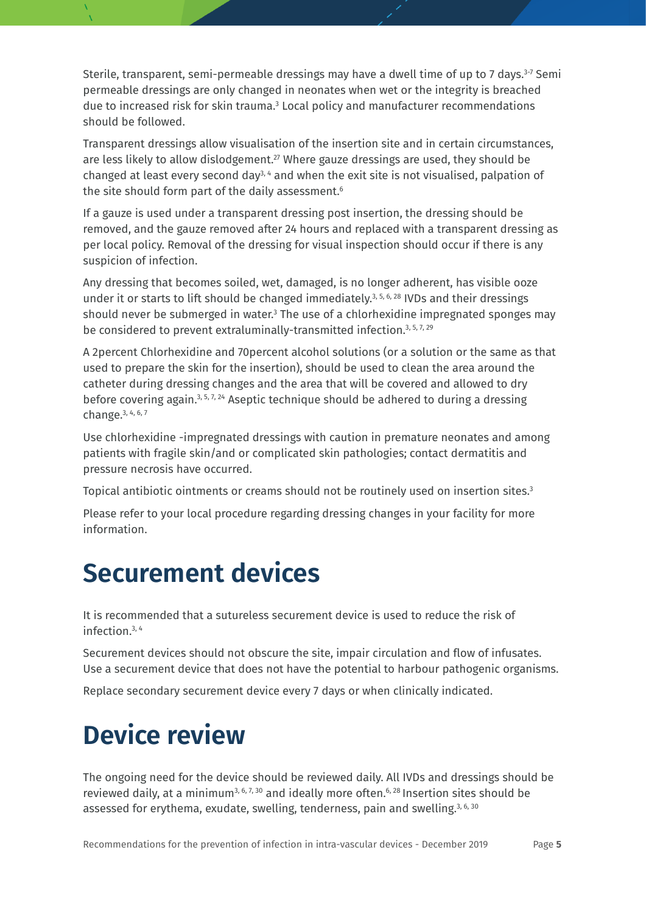Sterile, transparent, semi-permeable dressings may have a dwell time of up to 7 days.[3-7] Semi permeable dressings are only changed in neonates when wet or the integrity is breached due to increased risk for skin trauma.[3] Local policy and manufacturer recommendations should be followed.

Transparent dressings allow visualisation of the insertion site and in certain circumstances, are less likely to allow dislodgement.[27] Where gauze dressings are used, they should be changed at least every second day[3, 4] and when the exit site is not visualised, palpation of the site should form part of the daily assessment.[6]

If a gauze is used under a transparent dressing post insertion, the dressing should be removed, and the gauze removed after 24 hours and replaced with a transparent dressing as per local policy. Removal of the dressing for visual inspection should occur if there is any suspicion of infection.

Any dressing that becomes soiled, wet, damaged, is no longer adherent, has visible ooze under it or starts to lift should be changed immediately.[3, 5, 6, 28] IVDs and their dressings should never be submerged in water.[3] The use of a chlorhexidine impregnated sponges may be considered to prevent extraluminally-transmitted infection.[3, 5, 7, 29]

A 2percent Chlorhexidine and 70percent alcohol solutions (or a solution or the same as that used to prepare the skin for the insertion), should be used to clean the area around the catheter during dressing changes and the area that will be covered and allowed to dry before covering again.[3, 5, 7, 24] Aseptic technique should be adhered to during a dressing change.[3, 4, 6, 7]

Use chlorhexidine -impregnated dressings with caution in premature neonates and among patients with fragile skin/and or complicated skin pathologies; contact dermatitis and pressure necrosis have occurred.

Topical antibiotic ointments or creams should not be routinely used on insertion sites.[3]

Please refer to your local procedure regarding dressing changes in your facility for more information.

# Securement devices

It is recommended that a sutureless securement device is used to reduce the risk of infection.[3, 4]

Securement devices should not obscure the site, impair circulation and flow of infusates. Use a securement device that does not have the potential to harbour pathogenic organisms.

Replace secondary securement device every 7 days or when clinically indicated.

# Device review

The ongoing need for the device should be reviewed daily. All IVDs and dressings should be reviewed daily, at a minimum[3, 6, 7, 30] and ideally more often.[6, 28] Insertion sites should be assessed for erythema, exudate, swelling, tenderness, pain and swelling.[3, 6, 30]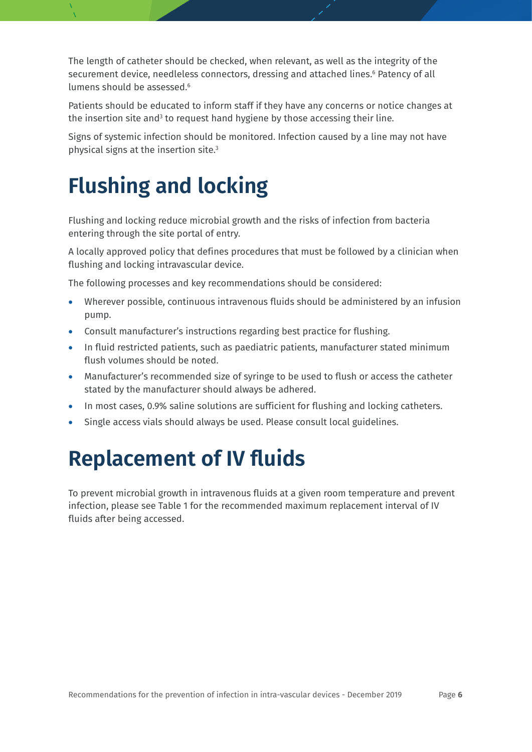The length of catheter should be checked, when relevant, as well as the integrity of the securement device, needleless connectors, dressing and attached lines.[6] Patency of all lumens should be assessed.[6]

Patients should be educated to inform staff if they have any concerns or notice changes at the insertion site and[3] to request hand hygiene by those accessing their line.

Signs of systemic infection should be monitored. Infection caused by a line may not have physical signs at the insertion site.[3]

# Flushing and locking

Flushing and locking reduce microbial growth and the risks of infection from bacteria entering through the site portal of entry.

A locally approved policy that defines procedures that must be followed by a clinician when flushing and locking intravascular device.

The following processes and key recommendations should be considered:

- Wherever possible, continuous intravenous fluids should be administered by an infusion pump.
- Consult manufacturer's instructions regarding best practice for flushing.
- In fluid restricted patients, such as paediatric patients, manufacturer stated minimum flush volumes should be noted.
- Manufacturer's recommended size of syringe to be used to flush or access the catheter stated by the manufacturer should always be adhered.
- In most cases, 0.9% saline solutions are sufficient for flushing and locking catheters.
- Single access vials should always be used. Please consult local guidelines.

# Replacement of IV fluids

To prevent microbial growth in intravenous fluids at a given room temperature and prevent infection, please see Table 1 for the recommended maximum replacement interval of IV fluids after being accessed.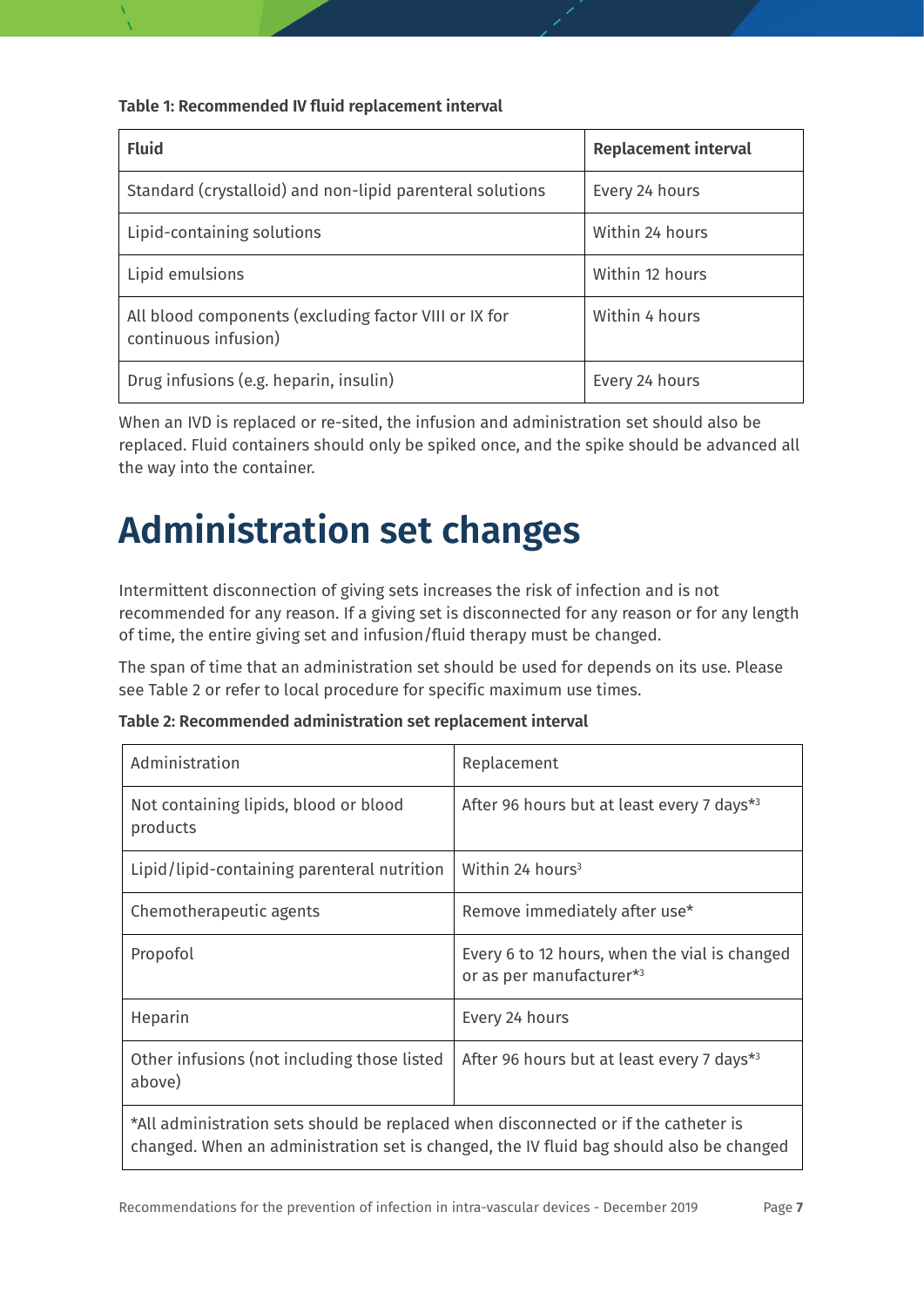**Table 1: Recommended IV fluid replacement interval**

| Fluid | Replacement interval |
|---|---|
| Standard (crystalloid) and non-lipid parenteral solutions | Every 24 hours |
| Lipid-containing solutions | Within 24 hours |
| Lipid emulsions | Within 12 hours |
| All blood components (excluding factor VIII or IX for continuous infusion) | Within 4 hours |
| Drug infusions (e.g. heparin, insulin) | Every 24 hours |

When an IVD is replaced or re-sited, the infusion and administration set should also be replaced. Fluid containers should only be spiked once, and the spike should be advanced all the way into the container.

# Administration set changes

Intermittent disconnection of giving sets increases the risk of infection and is not recommended for any reason. If a giving set is disconnected for any reason or for any length of time, the entire giving set and infusion/fluid therapy must be changed.

The span of time that an administration set should be used for depends on its use. Please see Table 2 or refer to local procedure for specific maximum use times.

**Table 2: Recommended administration set replacement interval**

| Administration | Replacement |
|---|---|
| Not containing lipids, blood or blood products | After 96 hours but at least every 7 days*[3] |
| Lipid/lipid-containing parenteral nutrition | Within 24 hours[3] |
| Chemotherapeutic agents | Remove immediately after use* |
| Propofol | Every 6 to 12 hours, when the vial is changed or as per manufacturer*[3] |
| Heparin | Every 24 hours |
| Other infusions (not including those listed above) | After 96 hours but at least every 7 days*[3] |
| *All administration sets should be replaced when disconnected or if the catheter is changed. When an administration set is changed, the IV fluid bag should also be changed | |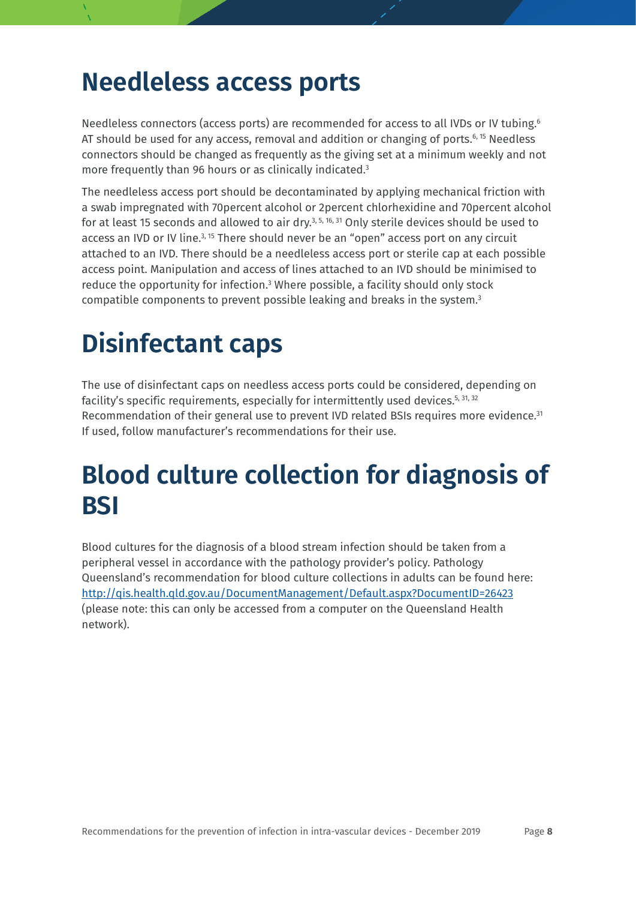# Needleless access ports

Needleless connectors (access ports) are recommended for access to all IVDs or IV tubing.[6] AT should be used for any access, removal and addition or changing of ports.[6, 15] Needless connectors should be changed as frequently as the giving set at a minimum weekly and not more frequently than 96 hours or as clinically indicated.[3]

The needleless access port should be decontaminated by applying mechanical friction with a swab impregnated with 70percent alcohol or 2percent chlorhexidine and 70percent alcohol for at least 15 seconds and allowed to air dry.[3, 5, 16, 31] Only sterile devices should be used to access an IVD or IV line.[3, 15] There should never be an "open" access port on any circuit attached to an IVD. There should be a needleless access port or sterile cap at each possible access point. Manipulation and access of lines attached to an IVD should be minimised to reduce the opportunity for infection.[3] Where possible, a facility should only stock compatible components to prevent possible leaking and breaks in the system.[3]

# Disinfectant caps

The use of disinfectant caps on needless access ports could be considered, depending on facility's specific requirements, especially for intermittently used devices.[5, 31, 32] Recommendation of their general use to prevent IVD related BSIs requires more evidence.[31] If used, follow manufacturer's recommendations for their use.

# Blood culture collection for diagnosis of BSI

Blood cultures for the diagnosis of a blood stream infection should be taken from a peripheral vessel in accordance with the pathology provider's policy. Pathology Queensland's recommendation for blood culture collections in adults can be found here: [http://qis.health.qld.gov.au/DocumentManagement/Default.aspx?DocumentID=26423](http://qis.health.qld.gov.au/DocumentManagement/Default.aspx?DocumentID=26423) (please note: this can only be accessed from a computer on the Queensland Health network).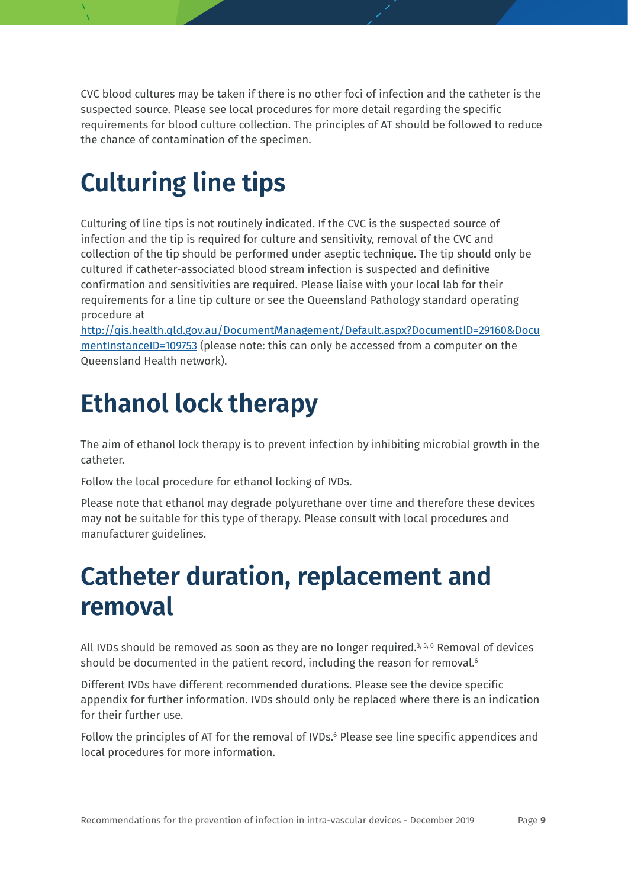CVC blood cultures may be taken if there is no other foci of infection and the catheter is the suspected source. Please see local procedures for more detail regarding the specific requirements for blood culture collection. The principles of AT should be followed to reduce the chance of contamination of the specimen.

# Culturing line tips

Culturing of line tips is not routinely indicated. If the CVC is the suspected source of infection and the tip is required for culture and sensitivity, removal of the CVC and collection of the tip should be performed under aseptic technique. The tip should only be cultured if catheter-associated blood stream infection is suspected and definitive confirmation and sensitivities are required. Please liaise with your local lab for their requirements for a line tip culture or see the Queensland Pathology standard operating procedure at http://qis.health.qld.gov.au/DocumentManagement/Default.aspx?DocumentID=29160&DocumentInstanceID=109753 (please note: this can only be accessed from a computer on the Queensland Health network).

# Ethanol lock therapy

The aim of ethanol lock therapy is to prevent infection by inhibiting microbial growth in the catheter.

Follow the local procedure for ethanol locking of IVDs.

Please note that ethanol may degrade polyurethane over time and therefore these devices may not be suitable for this type of therapy. Please consult with local procedures and manufacturer guidelines.

# Catheter duration, replacement and removal

All IVDs should be removed as soon as they are no longer required.[3, 5, 6] Removal of devices should be documented in the patient record, including the reason for removal.[6]

Different IVDs have different recommended durations. Please see the device specific appendix for further information. IVDs should only be replaced where there is an indication for their further use.

Follow the principles of AT for the removal of IVDs.[6] Please see line specific appendices and local procedures for more information.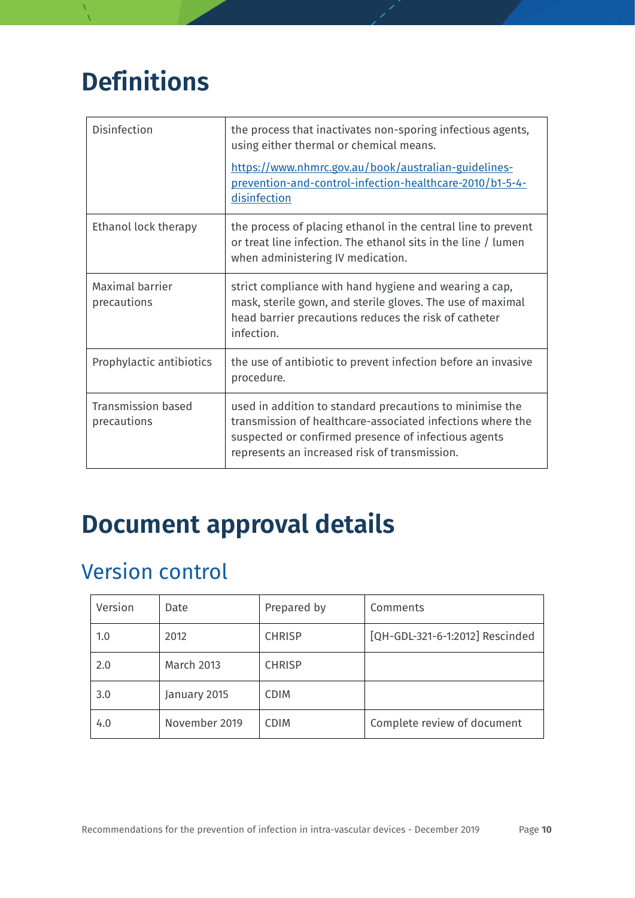# Definitions

| | |
|---|---|
| Disinfection | the process that inactivates non-sporing infectious agents, using either thermal or chemical means.<br><br>https://www.nhmrc.gov.au/book/australian-guidelines-prevention-and-control-infection-healthcare-2010/b1-5-4-disinfection |
| Ethanol lock therapy | the process of placing ethanol in the central line to prevent or treat line infection. The ethanol sits in the line / lumen when administering IV medication. |
| Maximal barrier precautions | strict compliance with hand hygiene and wearing a cap, mask, sterile gown, and sterile gloves. The use of maximal head barrier precautions reduces the risk of catheter infection. |
| Prophylactic antibiotics | the use of antibiotic to prevent infection before an invasive procedure. |
| Transmission based precautions | used in addition to standard precautions to minimise the transmission of healthcare-associated infections where the suspected or confirmed presence of infectious agents represents an increased risk of transmission. |

# Document approval details

## Version control

| Version | Date | Prepared by | Comments |
|---|---|---|---|
| 1.0 | 2012 | CHRISP | [QH-GDL-321-6-1:2012] Rescinded |
| 2.0 | March 2013 | CHRISP | |
| 3.0 | January 2015 | CDIM | |
| 4.0 | November 2019 | CDIM | Complete review of document |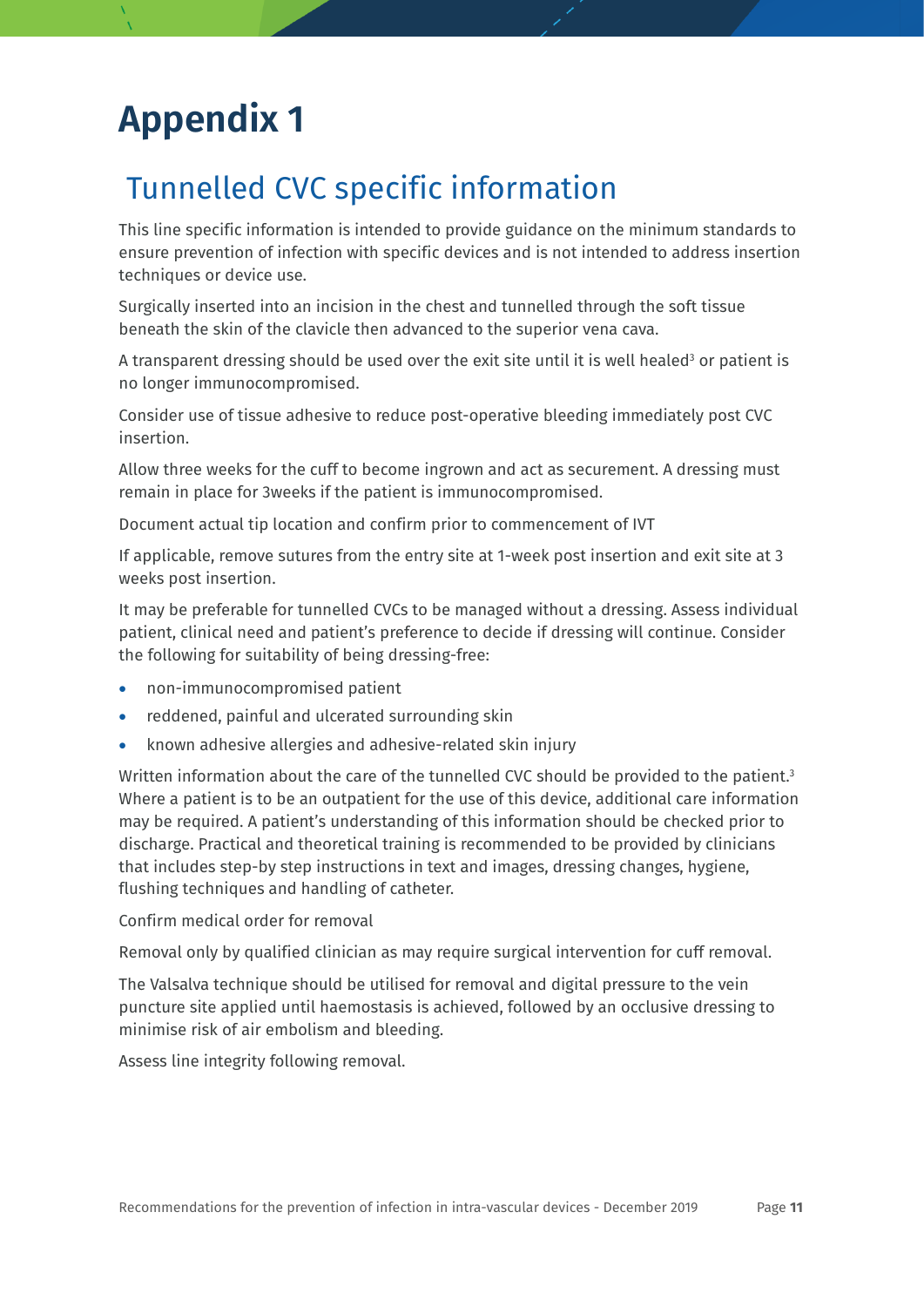# Appendix 1

## Tunnelled CVC specific information

This line specific information is intended to provide guidance on the minimum standards to ensure prevention of infection with specific devices and is not intended to address insertion techniques or device use.

Surgically inserted into an incision in the chest and tunnelled through the soft tissue beneath the skin of the clavicle then advanced to the superior vena cava.

A transparent dressing should be used over the exit site until it is well healed[3] or patient is no longer immunocompromised.

Consider use of tissue adhesive to reduce post-operative bleeding immediately post CVC insertion.

Allow three weeks for the cuff to become ingrown and act as securement. A dressing must remain in place for 3weeks if the patient is immunocompromised.

Document actual tip location and confirm prior to commencement of IVT

If applicable, remove sutures from the entry site at 1-week post insertion and exit site at 3 weeks post insertion.

It may be preferable for tunnelled CVCs to be managed without a dressing. Assess individual patient, clinical need and patient's preference to decide if dressing will continue. Consider the following for suitability of being dressing-free:

- non-immunocompromised patient
- reddened, painful and ulcerated surrounding skin
- known adhesive allergies and adhesive-related skin injury

Written information about the care of the tunnelled CVC should be provided to the patient.[3] Where a patient is to be an outpatient for the use of this device, additional care information may be required. A patient's understanding of this information should be checked prior to discharge. Practical and theoretical training is recommended to be provided by clinicians that includes step-by step instructions in text and images, dressing changes, hygiene, flushing techniques and handling of catheter.

Confirm medical order for removal

Removal only by qualified clinician as may require surgical intervention for cuff removal.

The Valsalva technique should be utilised for removal and digital pressure to the vein puncture site applied until haemostasis is achieved, followed by an occlusive dressing to minimise risk of air embolism and bleeding.

Assess line integrity following removal.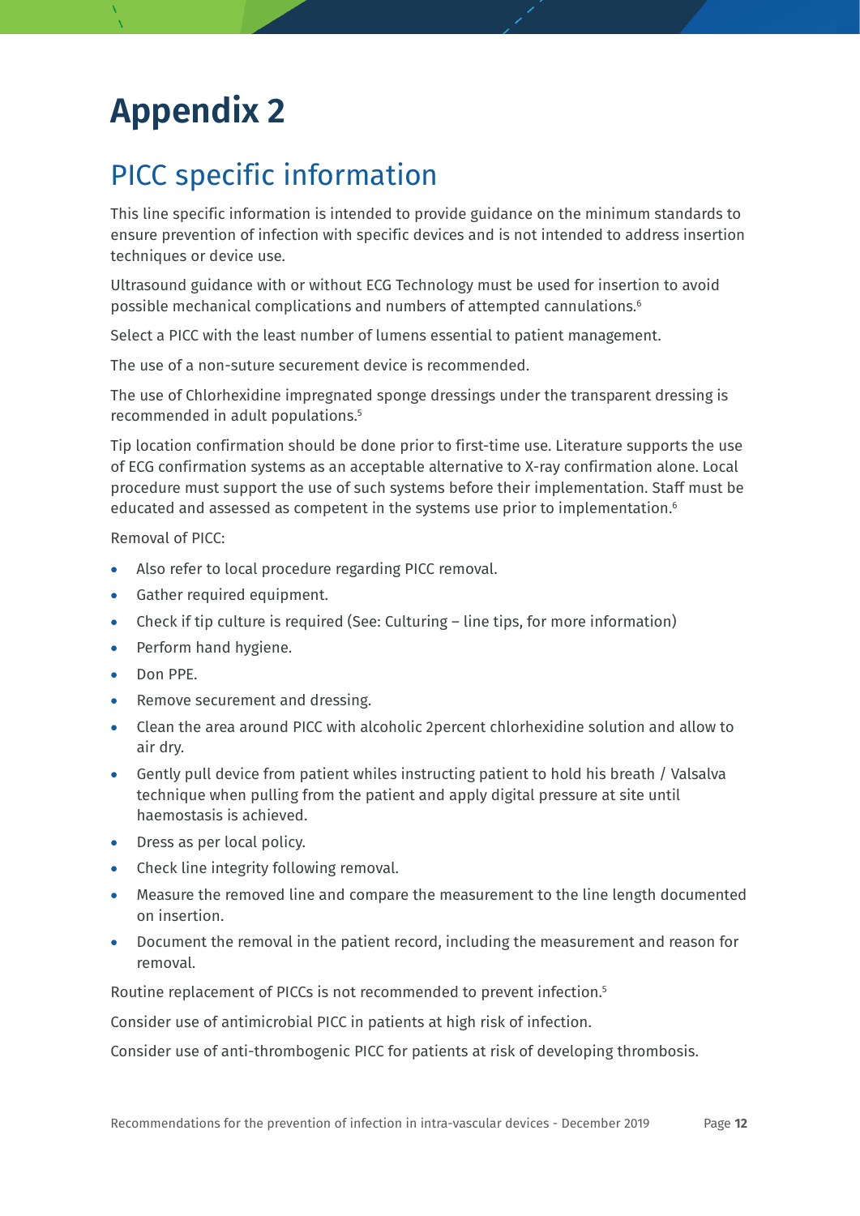# Appendix 2

## PICC specific information

This line specific information is intended to provide guidance on the minimum standards to ensure prevention of infection with specific devices and is not intended to address insertion techniques or device use.

Ultrasound guidance with or without ECG Technology must be used for insertion to avoid possible mechanical complications and numbers of attempted cannulations.[6]

Select a PICC with the least number of lumens essential to patient management.

The use of a non-suture securement device is recommended.

The use of Chlorhexidine impregnated sponge dressings under the transparent dressing is recommended in adult populations.[5]

Tip location confirmation should be done prior to first-time use. Literature supports the use of ECG confirmation systems as an acceptable alternative to X-ray confirmation alone. Local procedure must support the use of such systems before their implementation. Staff must be educated and assessed as competent in the systems use prior to implementation.[6]

Removal of PICC:

- Also refer to local procedure regarding PICC removal.
- Gather required equipment.
- Check if tip culture is required (See: Culturing – line tips, for more information)
- Perform hand hygiene.
- Don PPE.
- Remove securement and dressing.
- Clean the area around PICC with alcoholic 2percent chlorhexidine solution and allow to air dry.
- Gently pull device from patient whiles instructing patient to hold his breath / Valsalva technique when pulling from the patient and apply digital pressure at site until haemostasis is achieved.
- Dress as per local policy.
- Check line integrity following removal.
- Measure the removed line and compare the measurement to the line length documented on insertion.
- Document the removal in the patient record, including the measurement and reason for removal.

Routine replacement of PICCs is not recommended to prevent infection.[5]

Consider use of antimicrobial PICC in patients at high risk of infection.

Consider use of anti-thrombogenic PICC for patients at risk of developing thrombosis.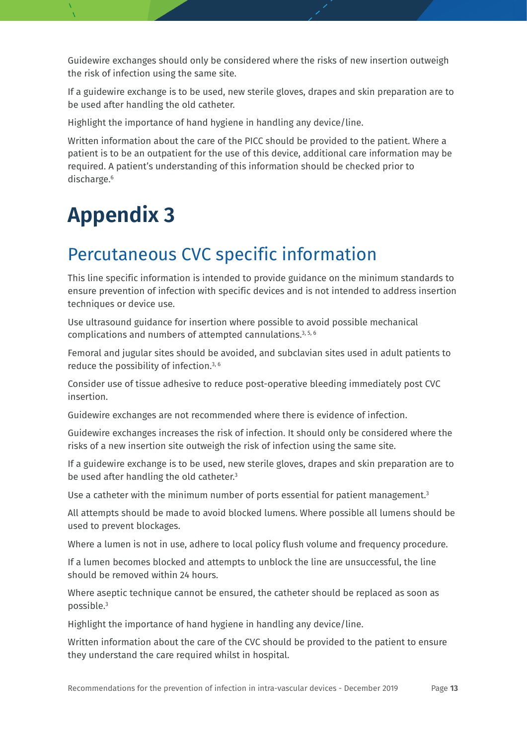Guidewire exchanges should only be considered where the risks of new insertion outweigh the risk of infection using the same site.

If a guidewire exchange is to be used, new sterile gloves, drapes and skin preparation are to be used after handling the old catheter.

Highlight the importance of hand hygiene in handling any device/line.

Written information about the care of the PICC should be provided to the patient. Where a patient is to be an outpatient for the use of this device, additional care information may be required. A patient's understanding of this information should be checked prior to discharge.[6]

# Appendix 3

## Percutaneous CVC specific information

This line specific information is intended to provide guidance on the minimum standards to ensure prevention of infection with specific devices and is not intended to address insertion techniques or device use.

Use ultrasound guidance for insertion where possible to avoid possible mechanical complications and numbers of attempted cannulations.[3, 5, 6]

Femoral and jugular sites should be avoided, and subclavian sites used in adult patients to reduce the possibility of infection.[3, 6]

Consider use of tissue adhesive to reduce post-operative bleeding immediately post CVC insertion.

Guidewire exchanges are not recommended where there is evidence of infection.

Guidewire exchanges increases the risk of infection. It should only be considered where the risks of a new insertion site outweigh the risk of infection using the same site.

If a guidewire exchange is to be used, new sterile gloves, drapes and skin preparation are to be used after handling the old catheter.[3]

Use a catheter with the minimum number of ports essential for patient management.[3]

All attempts should be made to avoid blocked lumens. Where possible all lumens should be used to prevent blockages.

Where a lumen is not in use, adhere to local policy flush volume and frequency procedure.

If a lumen becomes blocked and attempts to unblock the line are unsuccessful, the line should be removed within 24 hours.

Where aseptic technique cannot be ensured, the catheter should be replaced as soon as possible.[3]

Highlight the importance of hand hygiene in handling any device/line.

Written information about the care of the CVC should be provided to the patient to ensure they understand the care required whilst in hospital.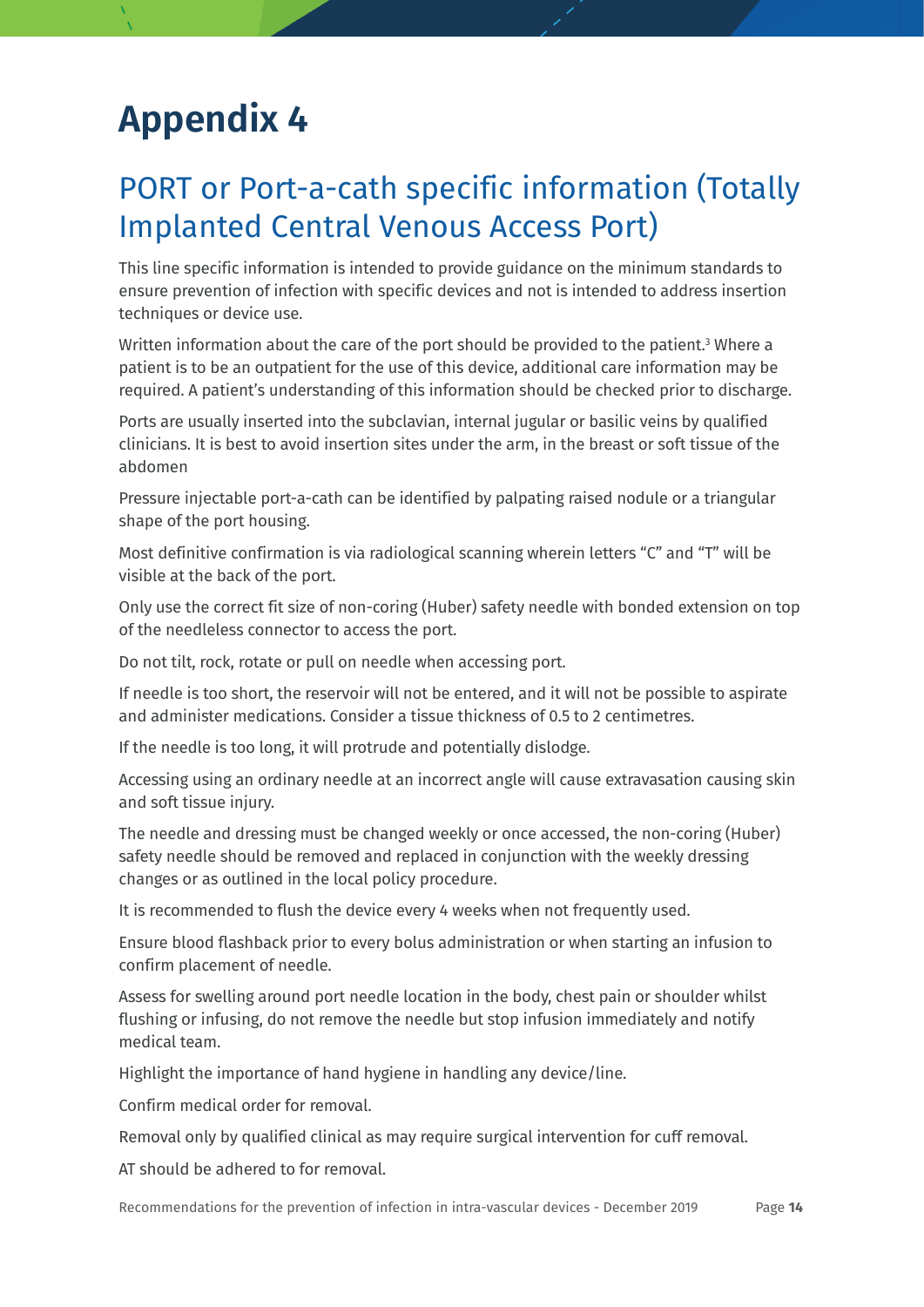# Appendix 4

## PORT or Port-a-cath specific information (Totally Implanted Central Venous Access Port)

This line specific information is intended to provide guidance on the minimum standards to ensure prevention of infection with specific devices and not is intended to address insertion techniques or device use.

Written information about the care of the port should be provided to the patient.[3] Where a patient is to be an outpatient for the use of this device, additional care information may be required. A patient's understanding of this information should be checked prior to discharge.

Ports are usually inserted into the subclavian, internal jugular or basilic veins by qualified clinicians. It is best to avoid insertion sites under the arm, in the breast or soft tissue of the abdomen

Pressure injectable port-a-cath can be identified by palpating raised nodule or a triangular shape of the port housing.

Most definitive confirmation is via radiological scanning wherein letters "C" and "T" will be visible at the back of the port.

Only use the correct fit size of non-coring (Huber) safety needle with bonded extension on top of the needleless connector to access the port.

Do not tilt, rock, rotate or pull on needle when accessing port.

If needle is too short, the reservoir will not be entered, and it will not be possible to aspirate and administer medications. Consider a tissue thickness of 0.5 to 2 centimetres.

If the needle is too long, it will protrude and potentially dislodge.

Accessing using an ordinary needle at an incorrect angle will cause extravasation causing skin and soft tissue injury.

The needle and dressing must be changed weekly or once accessed, the non-coring (Huber) safety needle should be removed and replaced in conjunction with the weekly dressing changes or as outlined in the local policy procedure.

It is recommended to flush the device every 4 weeks when not frequently used.

Ensure blood flashback prior to every bolus administration or when starting an infusion to confirm placement of needle.

Assess for swelling around port needle location in the body, chest pain or shoulder whilst flushing or infusing, do not remove the needle but stop infusion immediately and notify medical team.

Highlight the importance of hand hygiene in handling any device/line.

Confirm medical order for removal.

Removal only by qualified clinical as may require surgical intervention for cuff removal.

AT should be adhered to for removal.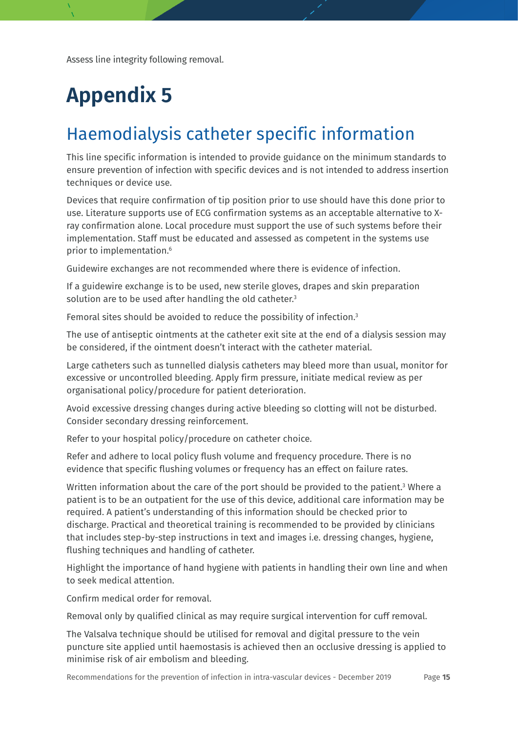Assess line integrity following removal.

# Appendix 5

## Haemodialysis catheter specific information

This line specific information is intended to provide guidance on the minimum standards to ensure prevention of infection with specific devices and is not intended to address insertion techniques or device use.

Devices that require confirmation of tip position prior to use should have this done prior to use. Literature supports use of ECG confirmation systems as an acceptable alternative to X-ray confirmation alone. Local procedure must support the use of such systems before their implementation. Staff must be educated and assessed as competent in the systems use prior to implementation.[6]

Guidewire exchanges are not recommended where there is evidence of infection.

If a guidewire exchange is to be used, new sterile gloves, drapes and skin preparation solution are to be used after handling the old catheter.[3]

Femoral sites should be avoided to reduce the possibility of infection.[3]

The use of antiseptic ointments at the catheter exit site at the end of a dialysis session may be considered, if the ointment doesn't interact with the catheter material.

Large catheters such as tunnelled dialysis catheters may bleed more than usual, monitor for excessive or uncontrolled bleeding. Apply firm pressure, initiate medical review as per organisational policy/procedure for patient deterioration.

Avoid excessive dressing changes during active bleeding so clotting will not be disturbed. Consider secondary dressing reinforcement.

Refer to your hospital policy/procedure on catheter choice.

Refer and adhere to local policy flush volume and frequency procedure. There is no evidence that specific flushing volumes or frequency has an effect on failure rates.

Written information about the care of the port should be provided to the patient.[3] Where a patient is to be an outpatient for the use of this device, additional care information may be required. A patient's understanding of this information should be checked prior to discharge. Practical and theoretical training is recommended to be provided by clinicians that includes step-by-step instructions in text and images i.e. dressing changes, hygiene, flushing techniques and handling of catheter.

Highlight the importance of hand hygiene with patients in handling their own line and when to seek medical attention.

Confirm medical order for removal.

Removal only by qualified clinical as may require surgical intervention for cuff removal.

The Valsalva technique should be utilised for removal and digital pressure to the vein puncture site applied until haemostasis is achieved then an occlusive dressing is applied to minimise risk of air embolism and bleeding.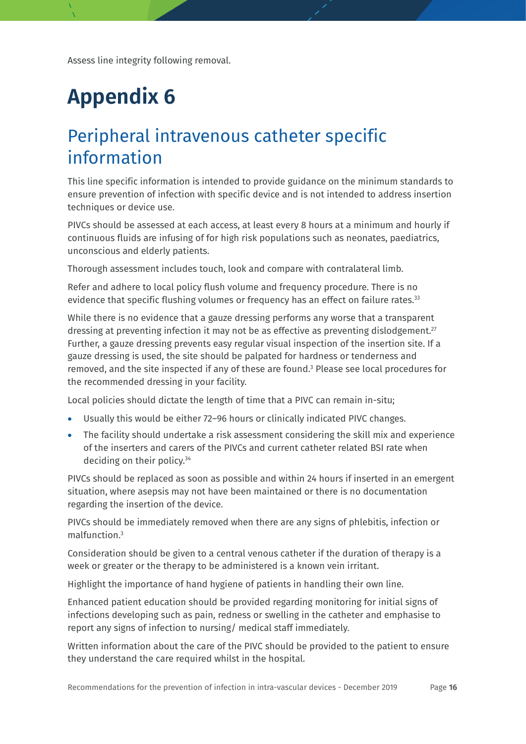Assess line integrity following removal.

# Appendix 6

## Peripheral intravenous catheter specific information

This line specific information is intended to provide guidance on the minimum standards to ensure prevention of infection with specific device and is not intended to address insertion techniques or device use.

PIVCs should be assessed at each access, at least every 8 hours at a minimum and hourly if continuous fluids are infusing of for high risk populations such as neonates, paediatrics, unconscious and elderly patients.

Thorough assessment includes touch, look and compare with contralateral limb.

Refer and adhere to local policy flush volume and frequency procedure. There is no evidence that specific flushing volumes or frequency has an effect on failure rates.[33]

While there is no evidence that a gauze dressing performs any worse that a transparent dressing at preventing infection it may not be as effective as preventing dislodgement.[27] Further, a gauze dressing prevents easy regular visual inspection of the insertion site. If a gauze dressing is used, the site should be palpated for hardness or tenderness and removed, and the site inspected if any of these are found.[3] Please see local procedures for the recommended dressing in your facility.

Local policies should dictate the length of time that a PIVC can remain in-situ;

- Usually this would be either 72–96 hours or clinically indicated PIVC changes.
- The facility should undertake a risk assessment considering the skill mix and experience of the inserters and carers of the PIVCs and current catheter related BSI rate when deciding on their policy.[34]

PIVCs should be replaced as soon as possible and within 24 hours if inserted in an emergent situation, where asepsis may not have been maintained or there is no documentation regarding the insertion of the device.

PIVCs should be immediately removed when there are any signs of phlebitis, infection or malfunction.[3]

Consideration should be given to a central venous catheter if the duration of therapy is a week or greater or the therapy to be administered is a known vein irritant.

Highlight the importance of hand hygiene of patients in handling their own line.

Enhanced patient education should be provided regarding monitoring for initial signs of infections developing such as pain, redness or swelling in the catheter and emphasise to report any signs of infection to nursing/ medical staff immediately.

Written information about the care of the PIVC should be provided to the patient to ensure they understand the care required whilst in the hospital.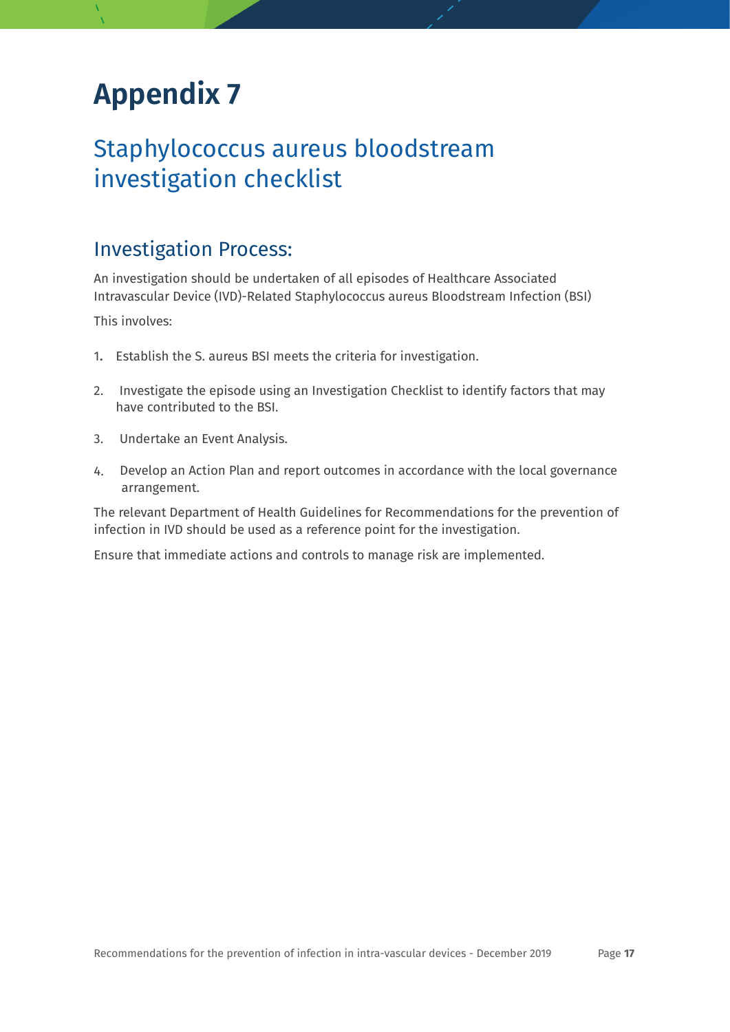# Appendix 7

## Staphylococcus aureus bloodstream investigation checklist

### Investigation Process:

An investigation should be undertaken of all episodes of Healthcare Associated Intravascular Device (IVD)-Related Staphylococcus aureus Bloodstream Infection (BSI)

This involves:

1. Establish the S. aureus BSI meets the criteria for investigation.
2. Investigate the episode using an Investigation Checklist to identify factors that may have contributed to the BSI.
3. Undertake an Event Analysis.
4. Develop an Action Plan and report outcomes in accordance with the local governance arrangement.

The relevant Department of Health Guidelines for Recommendations for the prevention of infection in IVD should be used as a reference point for the investigation.

Ensure that immediate actions and controls to manage risk are implemented.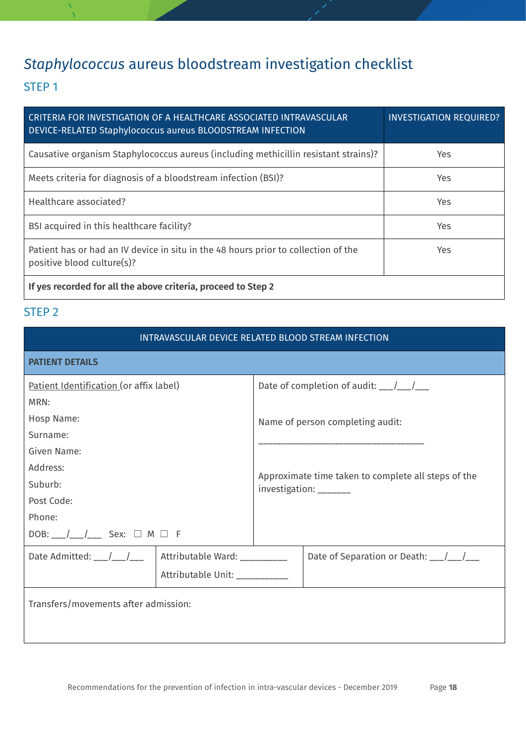# *Staphylococcus* aureus bloodstream investigation checklist

## STEP 1

| CRITERIA FOR INVESTIGATION OF A HEALTHCARE ASSOCIATED INTRAVASCULAR DEVICE-RELATED Staphylococcus aureus BLOODSTREAM INFECTION | INVESTIGATION REQUIRED? |
|---|---|
| Causative organism Staphylococcus aureus (including methicillin resistant strains)? | Yes |
| Meets criteria for diagnosis of a bloodstream infection (BSI)? | Yes |
| Healthcare associated? | Yes |
| BSI acquired in this healthcare facility? | Yes |
| Patient has or had an IV device in situ in the 48 hours prior to collection of the positive blood culture(s)? | Yes |
| **If yes recorded for all the above criteria, proceed to Step 2** | |

## STEP 2

| INTRAVASCULAR DEVICE RELATED BLOOD STREAM INFECTION | | |
|---|---|---|
| **PATIENT DETAILS** | | |
| Patient Identification (or affix label)<br>MRN:<br>Hosp Name:<br>Surname:<br>Given Name:<br>Address:<br>Suburb:<br>Post Code:<br>Phone:<br>DOB: ___/___/___ Sex: ☐ M ☐ F | | Date of completion of audit: ___/___/___<br><br>Name of person completing audit:<br>________________________________<br><br>Approximate time taken to complete all steps of the investigation: ______ |
| Date Admitted: ___/___/___ | Attributable Ward: _________<br>Attributable Unit: __________ | Date of Separation or Death: ___/___/___ |
| Transfers/movements after admission: | | |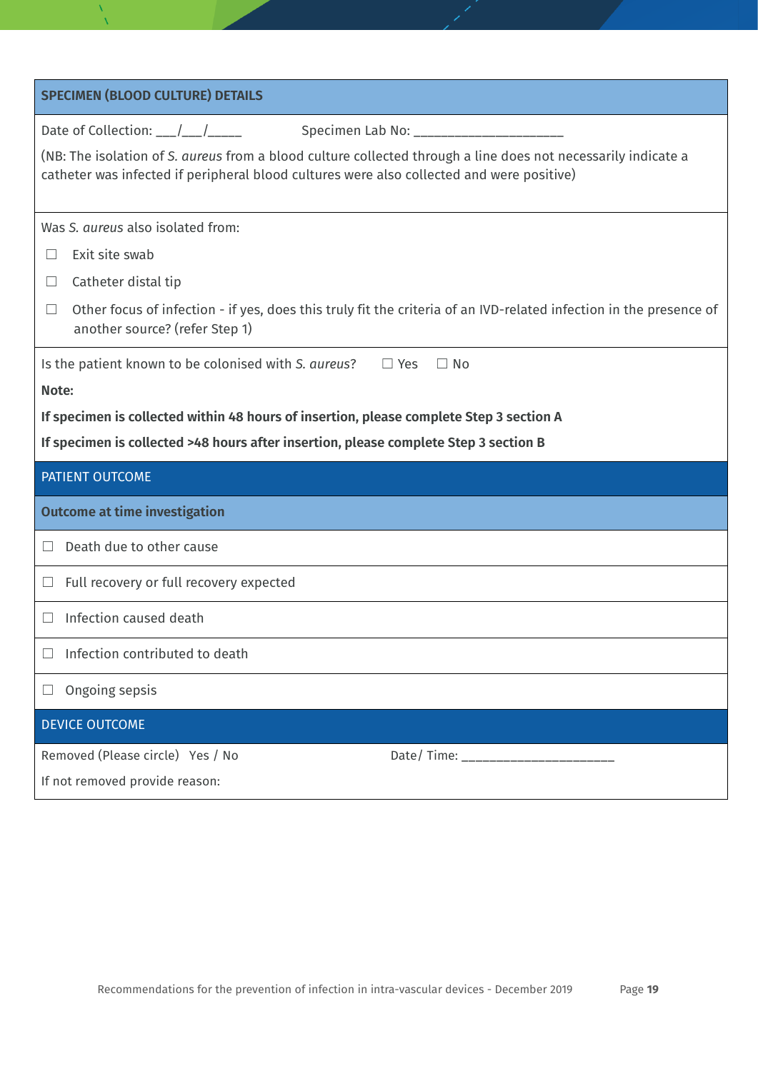## SPECIMEN (BLOOD CULTURE) DETAILS

Date of Collection: ___/___/_____ Specimen Lab No: _____________________

(NB: The isolation of *S. aureus* from a blood culture collected through a line does not necessarily indicate a catheter was infected if peripheral blood cultures were also collected and were positive)

Was *S. aureus* also isolated from:

- ☐ Exit site swab
- ☐ Catheter distal tip
- ☐ Other focus of infection - if yes, does this truly fit the criteria of an IVD-related infection in the presence of another source? (refer Step 1)

Is the patient known to be colonised with *S. aureus*? ☐ Yes ☐ No

**Note:**

**If specimen is collected within 48 hours of insertion, please complete Step 3 section A**

**If specimen is collected >48 hours after insertion, please complete Step 3 section B**

## PATIENT OUTCOME

### Outcome at time investigation

- ☐ Death due to other cause
- ☐ Full recovery or full recovery expected
- ☐ Infection caused death
- ☐ Infection contributed to death
- ☐ Ongoing sepsis

## DEVICE OUTCOME

Removed (Please circle) Yes / No Date/ Time: ______________________

If not removed provide reason: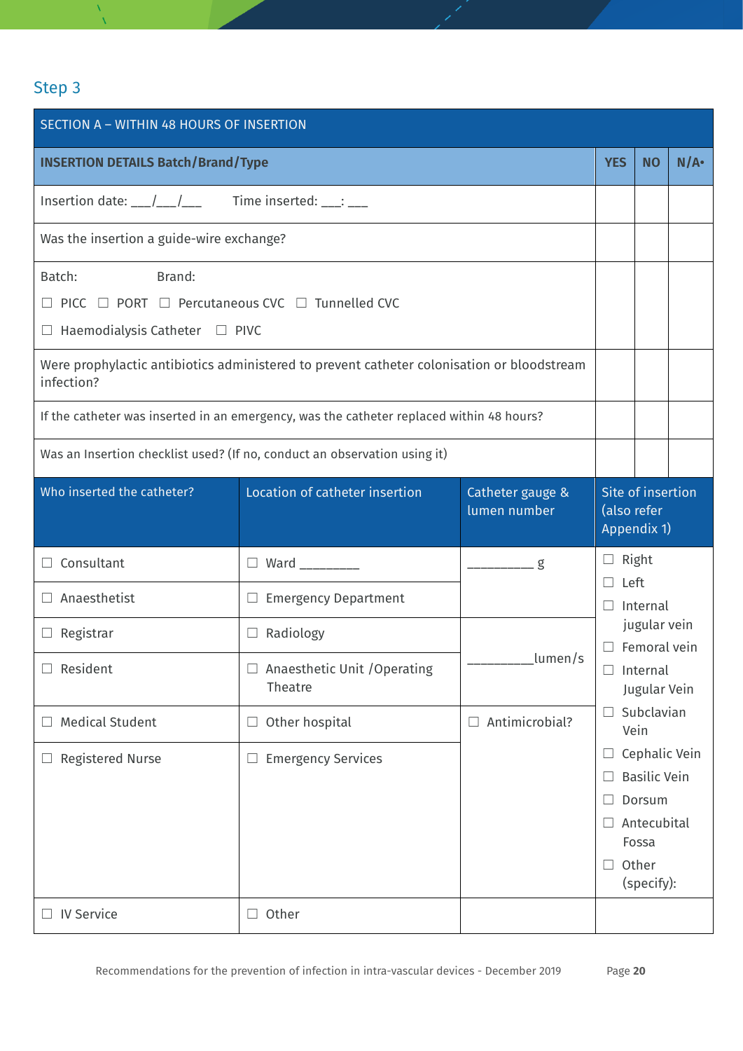## Step 3

| SECTION A – WITHIN 48 HOURS OF INSERTION | | | |
|---|---|---|---|
| **INSERTION DETAILS Batch/Brand/Type** | **YES** | **NO** | **N/A•** |
| Insertion date: ___/___/___ Time inserted: ___: ___ | | | |
| Was the insertion a guide-wire exchange? | | | |
| Batch: Brand:<br>☐ PICC ☐ PORT ☐ Percutaneous CVC ☐ Tunnelled CVC<br>☐ Haemodialysis Catheter ☐ PIVC | | | |
| Were prophylactic antibiotics administered to prevent catheter colonisation or bloodstream infection? | | | |
| If the catheter was inserted in an emergency, was the catheter replaced within 48 hours? | | | |
| Was an Insertion checklist used? (If no, conduct an observation using it) | | | |

| Who inserted the catheter? | Location of catheter insertion | Catheter gauge & lumen number | Site of insertion (also refer Appendix 1) |
|---|---|---|---|
| ☐ Consultant | ☐ Ward ________ | _________ g | ☐ Right<br>☐ Left<br>☐ Internal jugular vein<br>☐ Femoral vein<br>☐ Internal Jugular Vein<br>☐ Subclavian Vein<br>☐ Cephalic Vein<br>☐ Basilic Vein<br>☐ Dorsum<br>☐ Antecubital Fossa<br>☐ Other (specify): |
| ☐ Anaesthetist | ☐ Emergency Department | | |
| ☐ Registrar | ☐ Radiology | _________lumen/s | |
| ☐ Resident | ☐ Anaesthetic Unit /Operating Theatre | | |
| ☐ Medical Student | ☐ Other hospital | ☐ Antimicrobial? | |
| ☐ Registered Nurse | ☐ Emergency Services | | |
| ☐ IV Service | ☐ Other | | |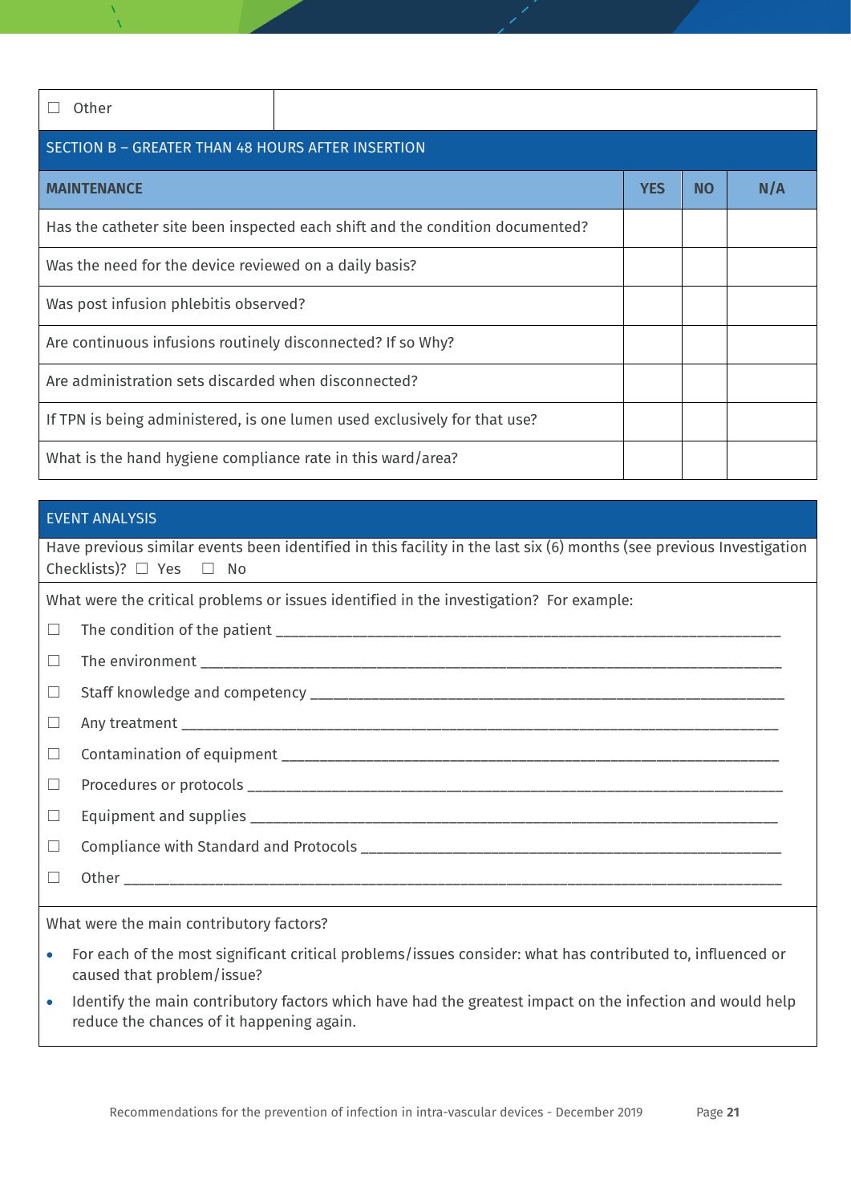| ☐ Other | |
|---|---|

## SECTION B – GREATER THAN 48 HOURS AFTER INSERTION

| MAINTENANCE | YES | NO | N/A |
|---|---|---|---|
| Has the catheter site been inspected each shift and the condition documented? | | | |
| Was the need for the device reviewed on a daily basis? | | | |
| Was post infusion phlebitis observed? | | | |
| Are continuous infusions routinely disconnected? If so Why? | | | |
| Are administration sets discarded when disconnected? | | | |
| If TPN is being administered, is one lumen used exclusively for that use? | | | |
| What is the hand hygiene compliance rate in this ward/area? | | | |

## EVENT ANALYSIS

Have previous similar events been identified in this facility in the last six (6) months (see previous Investigation Checklists)? ☐ Yes ☐ No

What were the critical problems or issues identified in the investigation? For example:

☐ The condition of the patient ______________________________

☐ The environment ______________________________

☐ Staff knowledge and competency ______________________________

☐ Any treatment ______________________________

☐ Contamination of equipment ______________________________

☐ Procedures or protocols ______________________________

☐ Equipment and supplies ______________________________

☐ Compliance with Standard and Protocols ______________________________

☐ Other ______________________________

What were the main contributory factors?

- For each of the most significant critical problems/issues consider: what has contributed to, influenced or caused that problem/issue?
- Identify the main contributory factors which have had the greatest impact on the infection and would help reduce the chances of it happening again.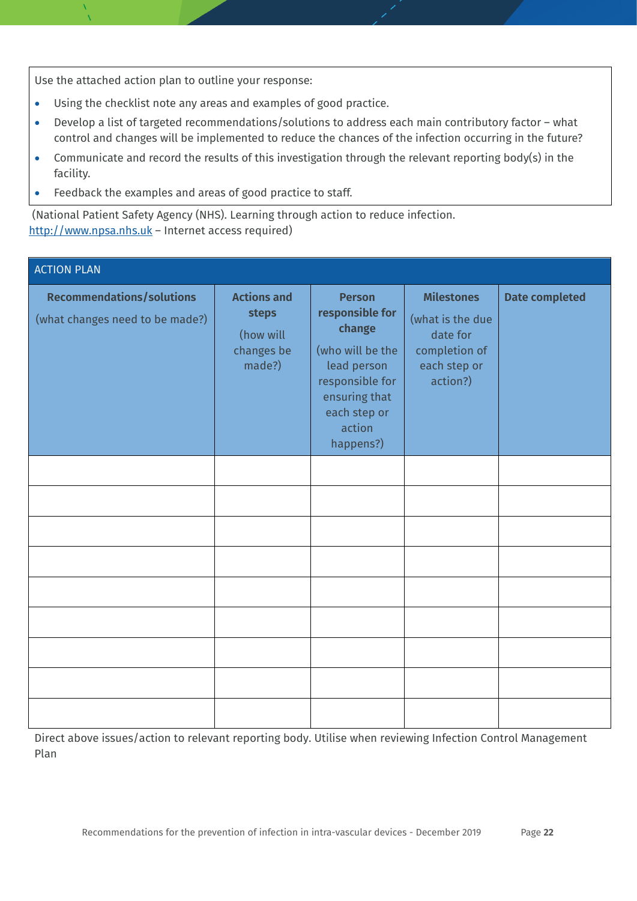Use the attached action plan to outline your response:

- Using the checklist note any areas and examples of good practice.
- Develop a list of targeted recommendations/solutions to address each main contributory factor – what control and changes will be implemented to reduce the chances of the infection occurring in the future?
- Communicate and record the results of this investigation through the relevant reporting body(s) in the facility.
- Feedback the examples and areas of good practice to staff.

(National Patient Safety Agency (NHS). Learning through action to reduce infection. http://www.npsa.nhs.uk – Internet access required)

| ACTION PLAN | | | | |
|---|---|---|---|---|
| **Recommendations/solutions** (what changes need to be made?) | **Actions and steps** (how will changes be made?) | **Person responsible for change** (who will be the lead person responsible for ensuring that each step or action happens?) | **Milestones** (what is the due date for completion of each step or action?) | **Date completed** |
| | | | | |
| | | | | |
| | | | | |
| | | | | |
| | | | | |
| | | | | |
| | | | | |
| | | | | |
| | | | | |

Direct above issues/action to relevant reporting body. Utilise when reviewing Infection Control Management Plan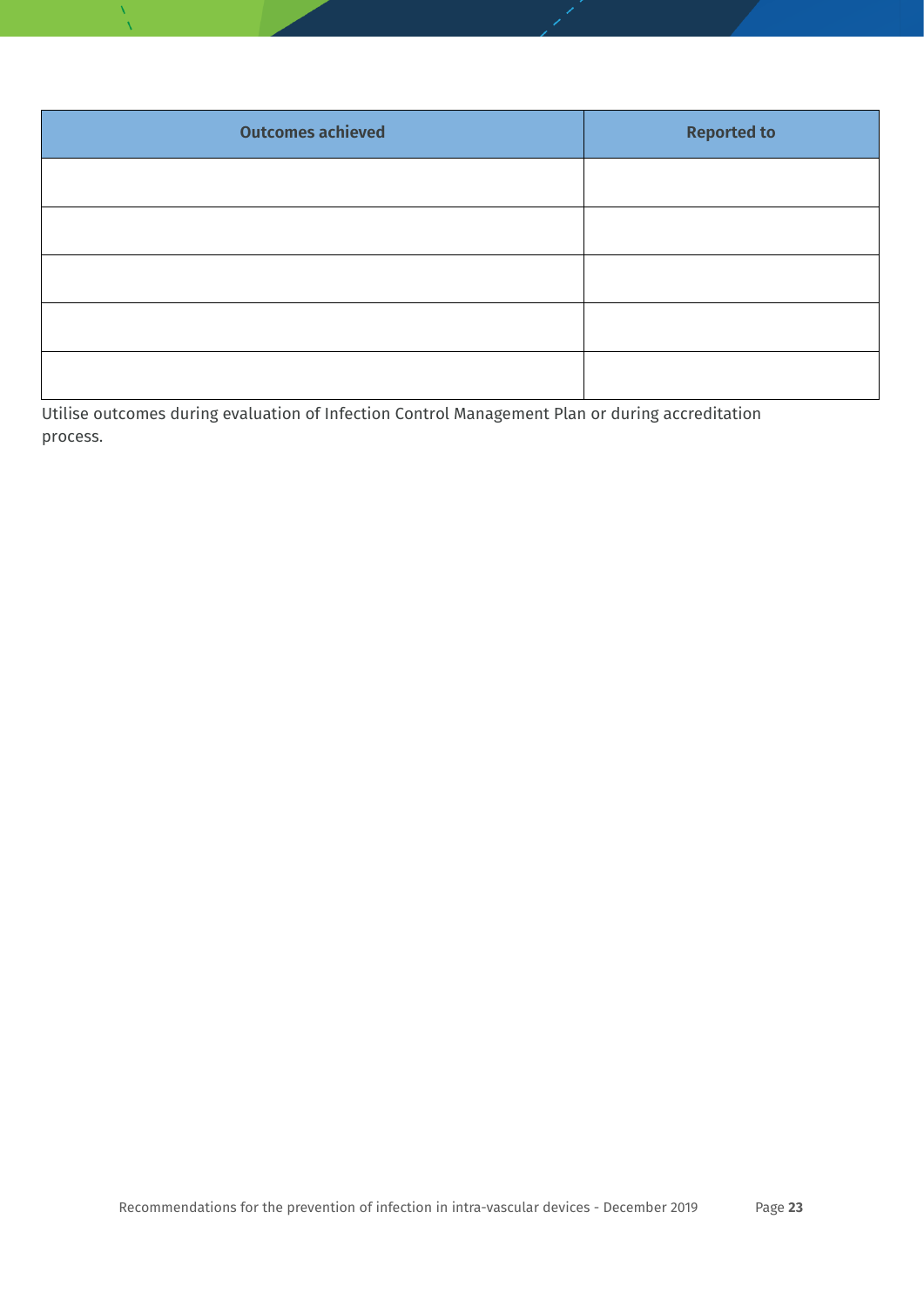| Outcomes achieved | Reported to |
|---|---|
| | |
| | |
| | |
| | |
| | |

Utilise outcomes during evaluation of Infection Control Management Plan or during accreditation process.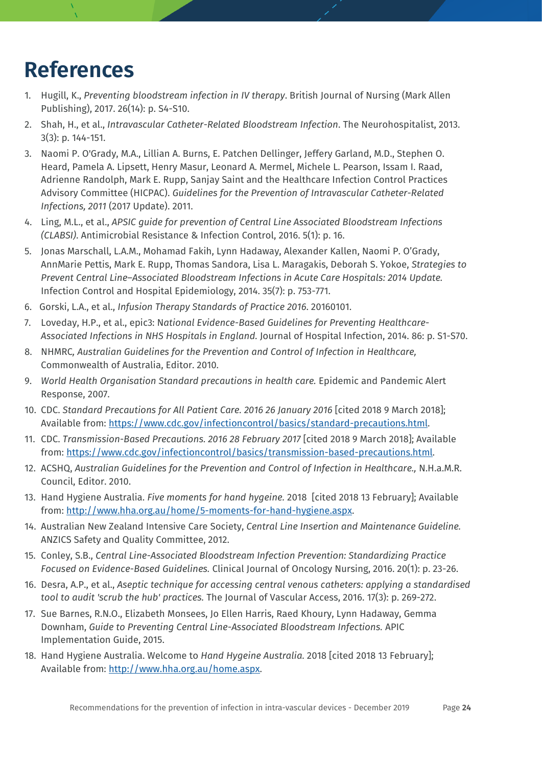# References

1. Hugill, K., *Preventing bloodstream infection in IV therapy*. British Journal of Nursing (Mark Allen Publishing), 2017. 26(14): p. S4-S10.
2. Shah, H., et al., *Intravascular Catheter-Related Bloodstream Infection*. The Neurohospitalist, 2013. 3(3): p. 144-151.
3. Naomi P. O'Grady, M.A., Lillian A. Burns, E. Patchen Dellinger, Jeffery Garland, M.D., Stephen O. Heard, Pamela A. Lipsett, Henry Masur, Leonard A. Mermel, Michele L. Pearson, Issam I. Raad, Adrienne Randolph, Mark E. Rupp, Sanjay Saint and the Healthcare Infection Control Practices Advisory Committee (HICPAC). *Guidelines for the Prevention of Intravascular Catheter-Related Infections, 2011* (2017 Update). 2011.
4. Ling, M.L., et al., *APSIC guide for prevention of Central Line Associated Bloodstream Infections (CLABSI)*. Antimicrobial Resistance & Infection Control, 2016. 5(1): p. 16.
5. Jonas Marschall, L.A.M., Mohamad Fakih, Lynn Hadaway, Alexander Kallen, Naomi P. O'Grady, AnnMarie Pettis, Mark E. Rupp, Thomas Sandora, Lisa L. Maragakis, Deborah S. Yokoe, *Strategies to Prevent Central Line–Associated Bloodstream Infections in Acute Care Hospitals: 2014 Update.* Infection Control and Hospital Epidemiology, 2014. 35(7): p. 753-771.
6. Gorski, L.A., et al., *Infusion Therapy Standards of Practice 2016*. 20160101.
7. Loveday, H.P., et al., epic3: N*ational Evidence-Based Guidelines for Preventing Healthcare-Associated Infections in NHS Hospitals in England.* Journal of Hospital Infection, 2014. 86: p. S1-S70.
8. NHMRC*, Australian Guidelines for the Prevention and Control of Infection in Healthcare,* Commonwealth of Australia, Editor. 2010.
9. *World Health Organisation Standard precautions in health care.* Epidemic and Pandemic Alert Response, 2007.
10. CDC. *Standard Precautions for All Patient Care. 2016 26 January 2016* [cited 2018 9 March 2018]; Available from: https://www.cdc.gov/infectioncontrol/basics/standard-precautions.html.
11. CDC. *Transmission-Based Precautions. 2016 28 February 2017* [cited 2018 9 March 2018]; Available from: https://www.cdc.gov/infectioncontrol/basics/transmission-based-precautions.html.
12. ACSHQ, *Australian Guidelines for the Prevention and Control of Infection in Healthcare.,* N.H.a.M.R. Council, Editor. 2010.
13. Hand Hygiene Australia. *Five moments for hand hygeine.* 2018 [cited 2018 13 February]; Available from: http://www.hha.org.au/home/5-moments-for-hand-hygiene.aspx.
14. Australian New Zealand Intensive Care Society, *Central Line Insertion and Maintenance Guideline.* ANZICS Safety and Quality Committee, 2012.
15. Conley, S.B., *Central Line-Associated Bloodstream Infection Prevention: Standardizing Practice Focused on Evidence-Based Guidelines.* Clinical Journal of Oncology Nursing, 2016. 20(1): p. 23-26.
16. Desra, A.P., et al., *Aseptic technique for accessing central venous catheters: applying a standardised tool to audit 'scrub the hub' practices.* The Journal of Vascular Access, 2016. 17(3): p. 269-272.
17. Sue Barnes, R.N.O., Elizabeth Monsees, Jo Ellen Harris, Raed Khoury, Lynn Hadaway, Gemma Downham, *Guide to Preventing Central Line-Associated Bloodstream Infections.* APIC Implementation Guide, 2015.
18. Hand Hygiene Australia. Welcome to *Hand Hygeine Australia.* 2018 [cited 2018 13 February]; Available from: http://www.hha.org.au/home.aspx.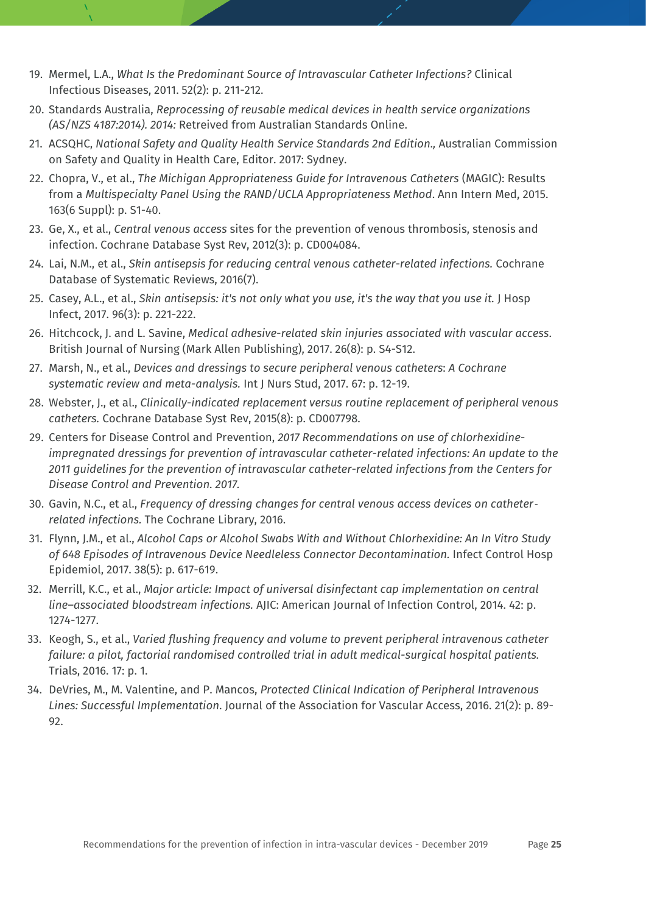19. Mermel, L.A., *What Is the Predominant Source of Intravascular Catheter Infections?* Clinical Infectious Diseases, 2011. 52(2): p. 211-212.
20. Standards Australia, *Reprocessing of reusable medical devices in health service organizations (AS/NZS 4187:2014). 2014:* Retreived from Australian Standards Online.
21. ACSQHC, *National Safety and Quality Health Service Standards 2nd Edition.,* Australian Commission on Safety and Quality in Health Care, Editor. 2017: Sydney.
22. Chopra, V., et al., *The Michigan Appropriateness Guide for Intravenous Catheters* (MAGIC): Results from a *Multispecialty Panel Using the RAND/UCLA Appropriateness Method*. Ann Intern Med, 2015. 163(6 Suppl): p. S1-40.
23. Ge, X., et al., *Central venous access* sites for the prevention of venous thrombosis, stenosis and infection. Cochrane Database Syst Rev, 2012(3): p. CD004084.
24. Lai, N.M., et al., *Skin antisepsis for reducing central venous catheter-related infections.* Cochrane Database of Systematic Reviews, 2016(7).
25. Casey, A.L., et al., *Skin antisepsis: it's not only what you use, it's the way that you use it.* J Hosp Infect, 2017. 96(3): p. 221-222.
26. Hitchcock, J. and L. Savine, *Medical adhesive-related skin injuries associated with vascular access*. British Journal of Nursing (Mark Allen Publishing), 2017. 26(8): p. S4-S12.
27. Marsh, N., et al., *Devices and dressings to secure peripheral venous catheters: A Cochrane systematic review and meta-analysis.* Int J Nurs Stud, 2017. 67: p. 12-19.
28. Webster, J., et al., *Clinically-indicated replacement versus routine replacement of peripheral venous catheters.* Cochrane Database Syst Rev, 2015(8): p. CD007798.
29. Centers for Disease Control and Prevention, *2017 Recommendations on use of chlorhexidine-impregnated dressings for prevention of intravascular catheter-related infections: An update to the 2011 guidelines for the prevention of intravascular catheter-related infections from the Centers for Disease Control and Prevention. 2017.*
30. Gavin, N.C., et al., *Frequency of dressing changes for central venous access devices on catheter-related infections.* The Cochrane Library, 2016.
31. Flynn, J.M., et al., *Alcohol Caps or Alcohol Swabs With and Without Chlorhexidine: An In Vitro Study of 648 Episodes of Intravenous Device Needleless Connector Decontamination.* Infect Control Hosp Epidemiol, 2017. 38(5): p. 617-619.
32. Merrill, K.C., et al., *Major article: Impact of universal disinfectant cap implementation on central line–associated bloodstream infections.* AJIC: American Journal of Infection Control, 2014. 42: p. 1274-1277.
33. Keogh, S., et al., *Varied flushing frequency and volume to prevent peripheral intravenous catheter failure: a pilot, factorial randomised controlled trial in adult medical-surgical hospital patients.* Trials, 2016. 17: p. 1.
34. DeVries, M., M. Valentine, and P. Mancos, *Protected Clinical Indication of Peripheral Intravenous Lines: Successful Implementation*. Journal of the Association for Vascular Access, 2016. 21(2): p. 89-92.